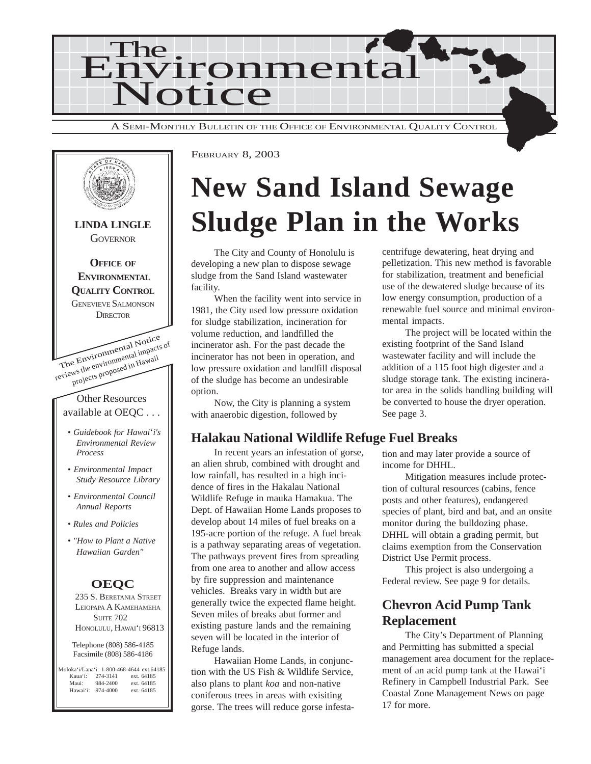# The Environmental Notice

A SEMI-MONTHLY BULLETIN OF THE OFFICE OF ENVIRONMENTAL QUALITY CONTROL

FEBRUARY 8, 2003

**LINDA LINGLE**
GOVERNOR

**OFFICE OF ENVIRONMENTAL QUALITY CONTROL**
GENEVIEVE SALMONSON
DIRECTOR

The Environmental Notice reviews the environmental impacts of projects proposed in Hawaii

Other Resources available at OEQC . . .

- *Guidebook for Hawai'i's Environmental Review Process*
- *Environmental Impact Study Resource Library*
- *Environmental Council Annual Reports*
- *Rules and Policies*
- *"How to Plant a Native Hawaiian Garden"*

**OEQC**
235 S. BERETANIA STREET
LEIOPAPA A KAMEHAMEHA
SUITE 702
HONOLULU, HAWAI'I 96813

Telephone (808) 586-4185
Facsimile (808) 586-4186

Moloka'i/Lana'i: 1-800-468-4644 ext.64185
Kaua'i: 274-3141 ext. 64185
Maui: 984-2400 ext. 64185
Hawai'i: 974-4000 ext. 64185

# New Sand Island Sewage Sludge Plan in the Works

The City and County of Honolulu is developing a new plan to dispose sewage sludge from the Sand Island wastewater facility.

When the facility went into service in 1981, the City used low pressure oxidation for sludge stabilization, incineration for volume reduction, and landfilled the incinerator ash. For the past decade the incinerator has not been in operation, and low pressure oxidation and landfill disposal of the sludge has become an undesirable option.

Now, the City is planning a system with anaerobic digestion, followed by centrifuge dewatering, heat drying and pelletization. This new method is favorable for stabilization, treatment and beneficial use of the dewatered sludge because of its low energy consumption, production of a renewable fuel source and minimal environmental impacts.

The project will be located within the existing footprint of the Sand Island wastewater facility and will include the addition of a 115 foot high digester and a sludge storage tank. The existing incinerator area in the solids handling building will be converted to house the dryer operation. See page 3.

## Halakau National Wildlife Refuge Fuel Breaks

In recent years an infestation of gorse, an alien shrub, combined with drought and low rainfall, has resulted in a high incidence of fires in the Hakalau National Wildlife Refuge in mauka Hamakua. The Dept. of Hawaiian Home Lands proposes to develop about 14 miles of fuel breaks on a 195-acre portion of the refuge. A fuel break is a pathway separating areas of vegetation. The pathways prevent fires from spreading from one area to another and allow access by fire suppression and maintenance vehicles. Breaks vary in width but are generally twice the expected flame height. Seven miles of breaks abut former and existing pasture lands and the remaining seven will be located in the interior of Refuge lands.

Hawaiian Home Lands, in conjunction with the US Fish & Wildlife Service, also plans to plant *koa* and non-native coniferous trees in areas with exisiting gorse. The trees will reduce gorse infestation and may later provide a source of income for DHHL.

Mitigation measures include protection of cultural resources (cabins, fence posts and other features), endangered species of plant, bird and bat, and an onsite monitor during the bulldozing phase. DHHL will obtain a grading permit, but claims exemption from the Conservation District Use Permit process.

This project is also undergoing a Federal review. See page 9 for details.

## Chevron Acid Pump Tank Replacement

The City's Department of Planning and Permitting has submitted a special management area document for the replacement of an acid pump tank at the Hawai'i Refinery in Campbell Industrial Park. See Coastal Zone Management News on page 17 for more.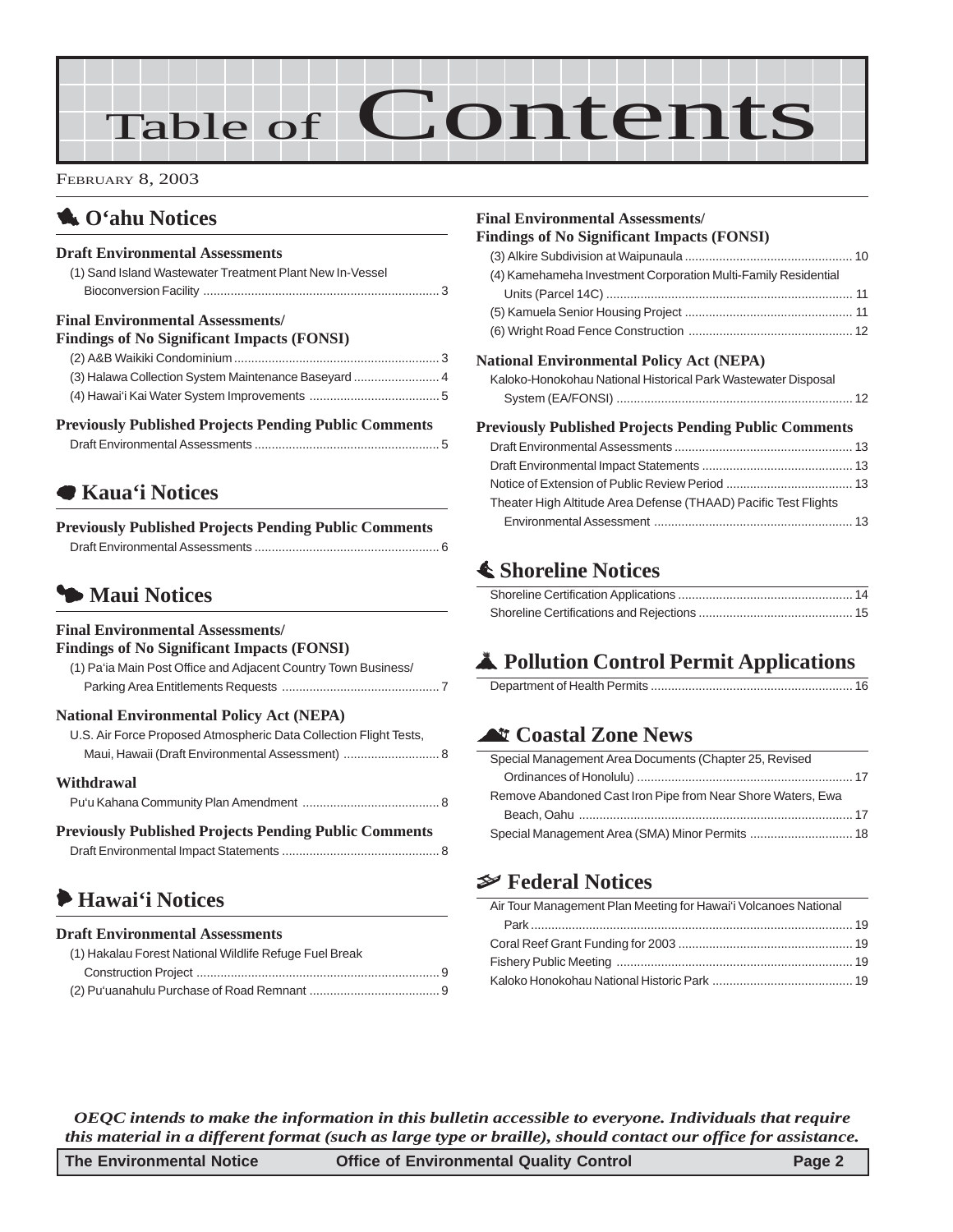# Table of Contents

FEBRUARY 8, 2003

## O'ahu Notices

### Draft Environmental Assessments

(1) Sand Island Wastewater Treatment Plant New In-Vessel Bioconversion Facility ..... 3

### Final Environmental Assessments/ Findings of No Significant Impacts (FONSI)

(2) A&B Waikiki Condominium ..... 3
(3) Halawa Collection System Maintenance Baseyard ..... 4
(4) Hawai'i Kai Water System Improvements ..... 5

### Previously Published Projects Pending Public Comments

Draft Environmental Assessments ..... 5

## Kaua'i Notices

### Previously Published Projects Pending Public Comments

Draft Environmental Assessments ..... 6

## Maui Notices

### Final Environmental Assessments/ Findings of No Significant Impacts (FONSI)

(1) Pa'ia Main Post Office and Adjacent Country Town Business/ Parking Area Entitlements Requests ..... 7

### National Environmental Policy Act (NEPA)

U.S. Air Force Proposed Atmospheric Data Collection Flight Tests, Maui, Hawaii (Draft Environmental Assessment) ..... 8

### Withdrawal

Pu'u Kahana Community Plan Amendment ..... 8

### Previously Published Projects Pending Public Comments

Draft Environmental Impact Statements ..... 8

## Hawai'i Notices

### Draft Environmental Assessments

(1) Hakalau Forest National Wildlife Refuge Fuel Break Construction Project ..... 9
(2) Pu'uanahulu Purchase of Road Remnant ..... 9

### Final Environmental Assessments/ Findings of No Significant Impacts (FONSI)

(3) Alkire Subdivision at Waipunaula ..... 10
(4) Kamehameha Investment Corporation Multi-Family Residential Units (Parcel 14C) ..... 11
(5) Kamuela Senior Housing Project ..... 11
(6) Wright Road Fence Construction ..... 12

### National Environmental Policy Act (NEPA)

Kaloko-Honokohau National Historical Park Wastewater Disposal System (EA/FONSI) ..... 12

### Previously Published Projects Pending Public Comments

Draft Environmental Assessments ..... 13
Draft Environmental Impact Statements ..... 13
Notice of Extension of Public Review Period ..... 13
Theater High Altitude Area Defense (THAAD) Pacific Test Flights Environmental Assessment ..... 13

## Shoreline Notices

Shoreline Certification Applications ..... 14
Shoreline Certifications and Rejections ..... 15

## Pollution Control Permit Applications

Department of Health Permits ..... 16

## Coastal Zone News

Special Management Area Documents (Chapter 25, Revised Ordinances of Honolulu) ..... 17
Remove Abandoned Cast Iron Pipe from Near Shore Waters, Ewa Beach, Oahu ..... 17
Special Management Area (SMA) Minor Permits ..... 18

## Federal Notices

Air Tour Management Plan Meeting for Hawai'i Volcanoes National Park ..... 19
Coral Reef Grant Funding for 2003 ..... 19
Fishery Public Meeting ..... 19
Kaloko Honokohau National Historic Park ..... 19

*OEQC intends to make the information in this bulletin accessible to everyone. Individuals that require this material in a different format (such as large type or braille), should contact our office for assistance.*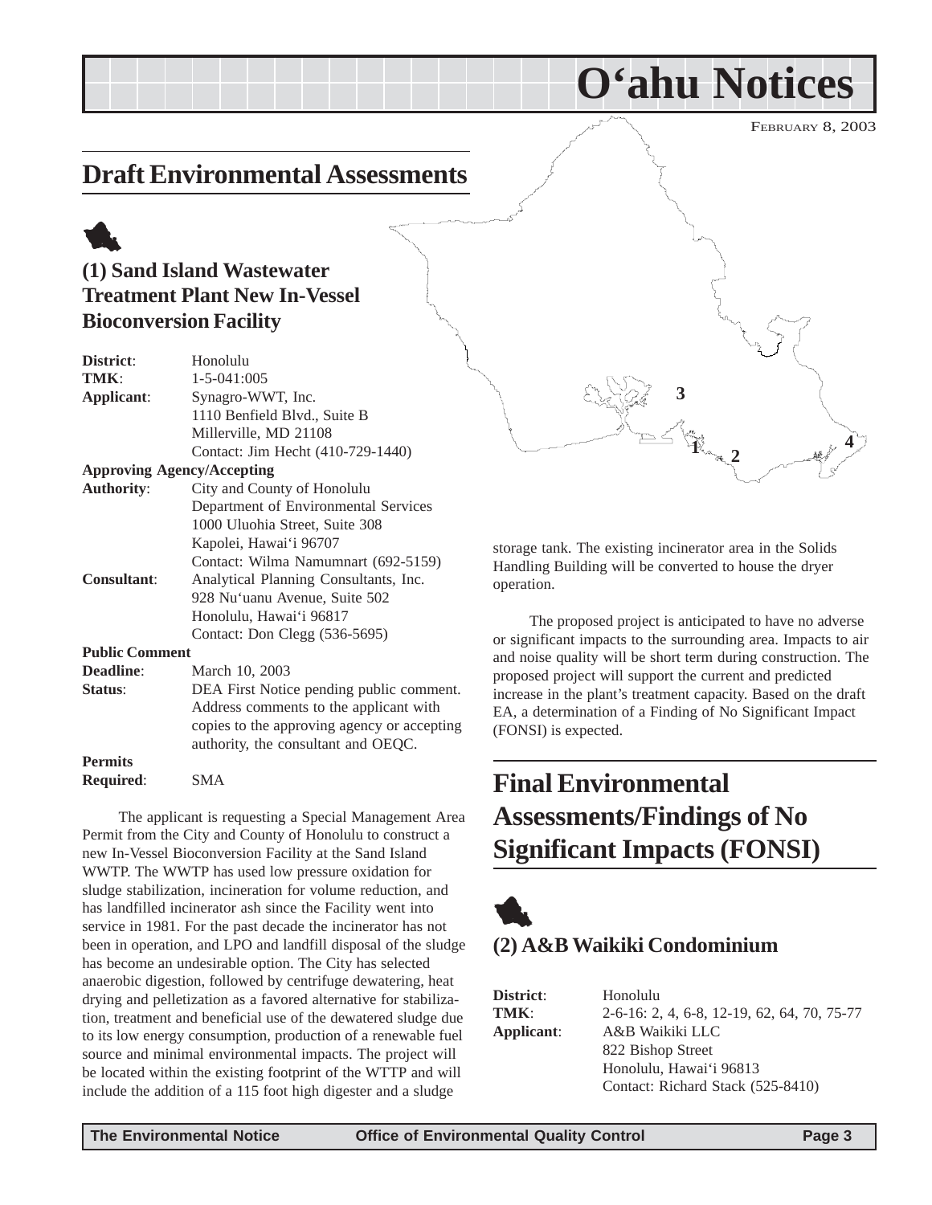# O'ahu Notices

FEBRUARY 8, 2003

## Draft Environmental Assessments

### (1) Sand Island Wastewater Treatment Plant New In-Vessel Bioconversion Facility

**District**: Honolulu
**TMK**: 1-5-041:005
**Applicant**: Synagro-WWT, Inc.
1110 Benfield Blvd., Suite B
Millerville, MD 21108
Contact: Jim Hecht (410-729-1440)

**Approving Agency/Accepting Authority**: City and County of Honolulu
Department of Environmental Services
1000 Uluohia Street, Suite 308
Kapolei, Hawai'i 96707
Contact: Wilma Namumnart (692-5159)

**Consultant**: Analytical Planning Consultants, Inc.
928 Nu'uanu Avenue, Suite 502
Honolulu, Hawai'i 96817
Contact: Don Clegg (536-5695)

**Public Comment Deadline**: March 10, 2003

**Status**: DEA First Notice pending public comment. Address comments to the applicant with copies to the approving agency or accepting authority, the consultant and OEQC.

**Permits Required**: SMA

The applicant is requesting a Special Management Area Permit from the City and County of Honolulu to construct a new In-Vessel Bioconversion Facility at the Sand Island WWTP. The WWTP has used low pressure oxidation for sludge stabilization, incineration for volume reduction, and has landfilled incinerator ash since the Facility went into service in 1981. For the past decade the incinerator has not been in operation, and LPO and landfill disposal of the sludge has become an undesirable option. The City has selected anaerobic digestion, followed by centrifuge dewatering, heat drying and pelletization as a favored alternative for stabilization, treatment and beneficial use of the dewatered sludge due to its low energy consumption, production of a renewable fuel source and minimal environmental impacts. The project will be located within the existing footprint of the WTTP and will include the addition of a 115 foot high digester and a sludge storage tank. The existing incinerator area in the Solids Handling Building will be converted to house the dryer operation.

The proposed project is anticipated to have no adverse or significant impacts to the surrounding area. Impacts to air and noise quality will be short term during construction. The proposed project will support the current and predicted increase in the plant's treatment capacity. Based on the draft EA, a determination of a Finding of No Significant Impact (FONSI) is expected.

## Final Environmental Assessments/Findings of No Significant Impacts (FONSI)

### (2) A&B Waikiki Condominium

**District**: Honolulu
**TMK**: 2-6-16: 2, 4, 6-8, 12-19, 62, 64, 70, 75-77
**Applicant**: A&B Waikiki LLC
822 Bishop Street
Honolulu, Hawai'i 96813
Contact: Richard Stack (525-8410)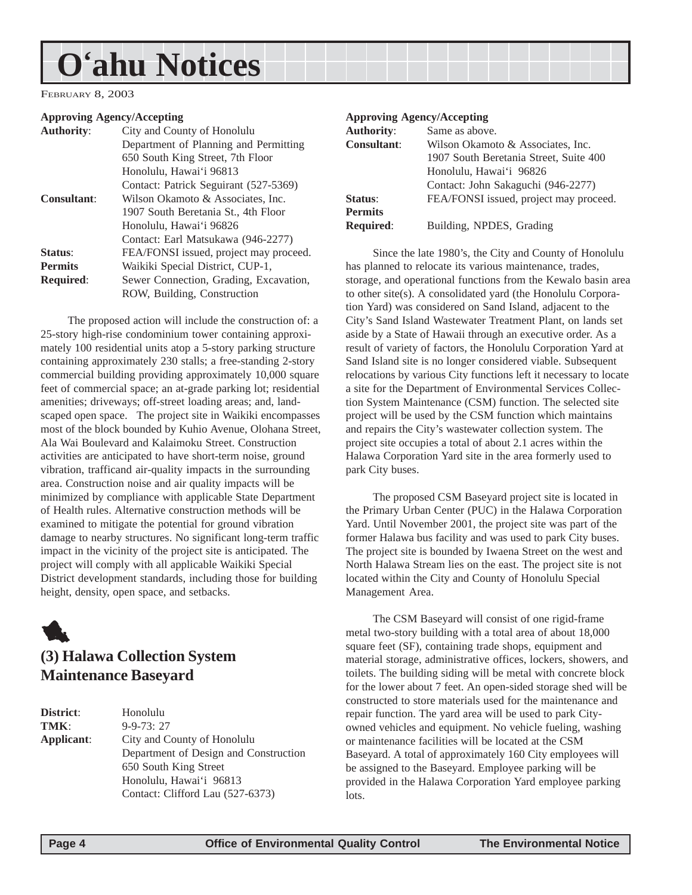# O'ahu Notices

FEBRUARY 8, 2003

**Approving Agency/Accepting**
**Authority**: City and County of Honolulu
Department of Planning and Permitting
650 South King Street, 7th Floor
Honolulu, Hawai'i 96813
Contact: Patrick Seguirant (527-5369)
**Consultant**: Wilson Okamoto & Associates, Inc.
1907 South Beretania St., 4th Floor
Honolulu, Hawai'i 96826
Contact: Earl Matsukawa (946-2277)
**Status**: FEA/FONSI issued, project may proceed.
**Permits Required**: Waikiki Special District, CUP-1, Sewer Connection, Grading, Excavation, ROW, Building, Construction

The proposed action will include the construction of: a 25-story high-rise condominium tower containing approximately 100 residential units atop a 5-story parking structure containing approximately 230 stalls; a free-standing 2-story commercial building providing approximately 10,000 square feet of commercial space; an at-grade parking lot; residential amenities; driveways; off-street loading areas; and, landscaped open space. The project site in Waikiki encompasses most of the block bounded by Kuhio Avenue, Olohana Street, Ala Wai Boulevard and Kalaimoku Street. Construction activities are anticipated to have short-term noise, ground vibration, trafficand air-quality impacts in the surrounding area. Construction noise and air quality impacts will be minimized by compliance with applicable State Department of Health rules. Alternative construction methods will be examined to mitigate the potential for ground vibration damage to nearby structures. No significant long-term traffic impact in the vicinity of the project site is anticipated. The project will comply with all applicable Waikiki Special District development standards, including those for building height, density, open space, and setbacks.

## (3) Halawa Collection System Maintenance Baseyard

**District**: Honolulu
**TMK**: 9-9-73: 27
**Applicant**: City and County of Honolulu
Department of Design and Construction
650 South King Street
Honolulu, Hawai'i 96813
Contact: Clifford Lau (527-6373)

**Approving Agency/Accepting**
**Authority**: Same as above.
**Consultant**: Wilson Okamoto & Associates, Inc.
1907 South Beretania Street, Suite 400
Honolulu, Hawai'i 96826
Contact: John Sakaguchi (946-2277)
**Status**: FEA/FONSI issued, project may proceed.
**Permits Required**: Building, NPDES, Grading

Since the late 1980's, the City and County of Honolulu has planned to relocate its various maintenance, trades, storage, and operational functions from the Kewalo basin area to other site(s). A consolidated yard (the Honolulu Corporation Yard) was considered on Sand Island, adjacent to the City's Sand Island Wastewater Treatment Plant, on lands set aside by a State of Hawaii through an executive order. As a result of variety of factors, the Honolulu Corporation Yard at Sand Island site is no longer considered viable. Subsequent relocations by various City functions left it necessary to locate a site for the Department of Environmental Services Collection System Maintenance (CSM) function. The selected site project will be used by the CSM function which maintains and repairs the City's wastewater collection system. The project site occupies a total of about 2.1 acres within the Halawa Corporation Yard site in the area formerly used to park City buses.

The proposed CSM Baseyard project site is located in the Primary Urban Center (PUC) in the Halawa Corporation Yard. Until November 2001, the project site was part of the former Halawa bus facility and was used to park City buses. The project site is bounded by Iwaena Street on the west and North Halawa Stream lies on the east. The project site is not located within the City and County of Honolulu Special Management Area.

The CSM Baseyard will consist of one rigid-frame metal two-story building with a total area of about 18,000 square feet (SF), containing trade shops, equipment and material storage, administrative offices, lockers, showers, and toilets. The building siding will be metal with concrete block for the lower about 7 feet. An open-sided storage shed will be constructed to store materials used for the maintenance and repair function. The yard area will be used to park City-owned vehicles and equipment. No vehicle fueling, washing or maintenance facilities will be located at the CSM Baseyard. A total of approximately 160 City employees will be assigned to the Baseyard. Employee parking will be provided in the Halawa Corporation Yard employee parking lots.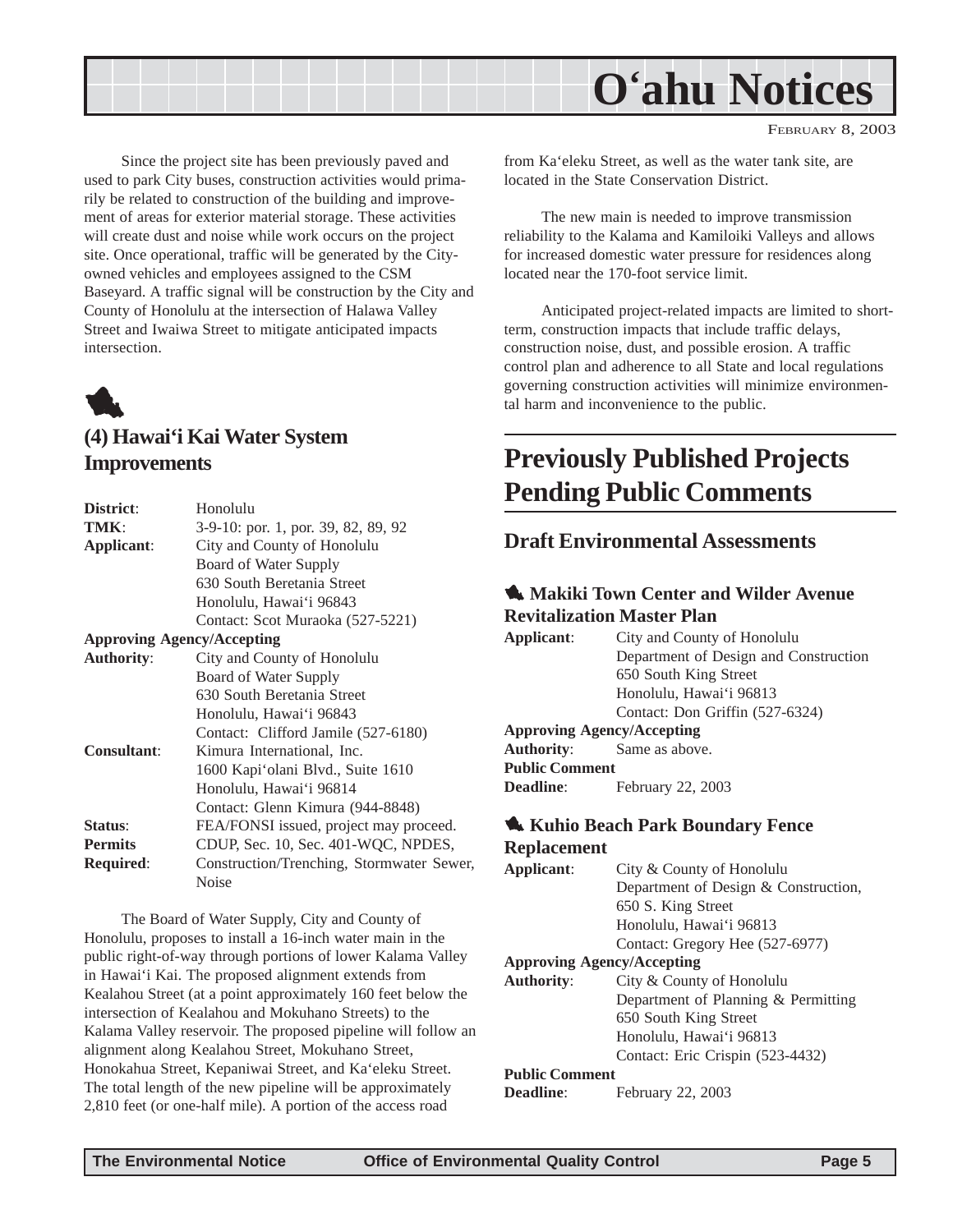Since the project site has been previously paved and used to park City buses, construction activities would primarily be related to construction of the building and improvement of areas for exterior material storage. These activities will create dust and noise while work occurs on the project site. Once operational, traffic will be generated by the City-owned vehicles and employees assigned to the CSM Baseyard. A traffic signal will be construction by the City and County of Honolulu at the intersection of Halawa Valley Street and Iwaiwa Street to mitigate anticipated impacts intersection.

## (4) Hawai'i Kai Water System Improvements

**District**: Honolulu
**TMK**: 3-9-10: por. 1, por. 39, 82, 89, 92
**Applicant**: City and County of Honolulu
Board of Water Supply
630 South Beretania Street
Honolulu, Hawai'i 96843
Contact: Scot Muraoka (527-5221)
**Approving Agency/Accepting Authority**: City and County of Honolulu
Board of Water Supply
630 South Beretania Street
Honolulu, Hawai'i 96843
Contact: Clifford Jamile (527-6180)
**Consultant**: Kimura International, Inc.
1600 Kapi'olani Blvd., Suite 1610
Honolulu, Hawai'i 96814
Contact: Glenn Kimura (944-8848)
**Status**: FEA/FONSI issued, project may proceed.
**Permits Required**: CDUP, Sec. 10, Sec. 401-WQC, NPDES, Construction/Trenching, Stormwater Sewer, Noise

The Board of Water Supply, City and County of Honolulu, proposes to install a 16-inch water main in the public right-of-way through portions of lower Kalama Valley in Hawai'i Kai. The proposed alignment extends from Kealahou Street (at a point approximately 160 feet below the intersection of Kealahou and Mokuhano Streets) to the Kalama Valley reservoir. The proposed pipeline will follow an alignment along Kealahou Street, Mokuhano Street, Honokahua Street, Kepaniwai Street, and Ka'eleku Street. The total length of the new pipeline will be approximately 2,810 feet (or one-half mile). A portion of the access road from Ka'eleku Street, as well as the water tank site, are located in the State Conservation District.

The new main is needed to improve transmission reliability to the Kalama and Kamiloiki Valleys and allows for increased domestic water pressure for residences along located near the 170-foot service limit.

Anticipated project-related impacts are limited to short-term, construction impacts that include traffic delays, construction noise, dust, and possible erosion. A traffic control plan and adherence to all State and local regulations governing construction activities will minimize environmental harm and inconvenience to the public.

# Previously Published Projects Pending Public Comments

## Draft Environmental Assessments

### Makiki Town Center and Wilder Avenue Revitalization Master Plan

**Applicant**: City and County of Honolulu
Department of Design and Construction
650 South King Street
Honolulu, Hawai'i 96813
Contact: Don Griffin (527-6324)
**Approving Agency/Accepting Authority**: Same as above.
**Public Comment Deadline**: February 22, 2003

### Kuhio Beach Park Boundary Fence Replacement

**Applicant**: City & County of Honolulu
Department of Design & Construction,
650 S. King Street
Honolulu, Hawai'i 96813
Contact: Gregory Hee (527-6977)
**Approving Agency/Accepting Authority**: City & County of Honolulu
Department of Planning & Permitting
650 South King Street
Honolulu, Hawai'i 96813
Contact: Eric Crispin (523-4432)
**Public Comment Deadline**: February 22, 2003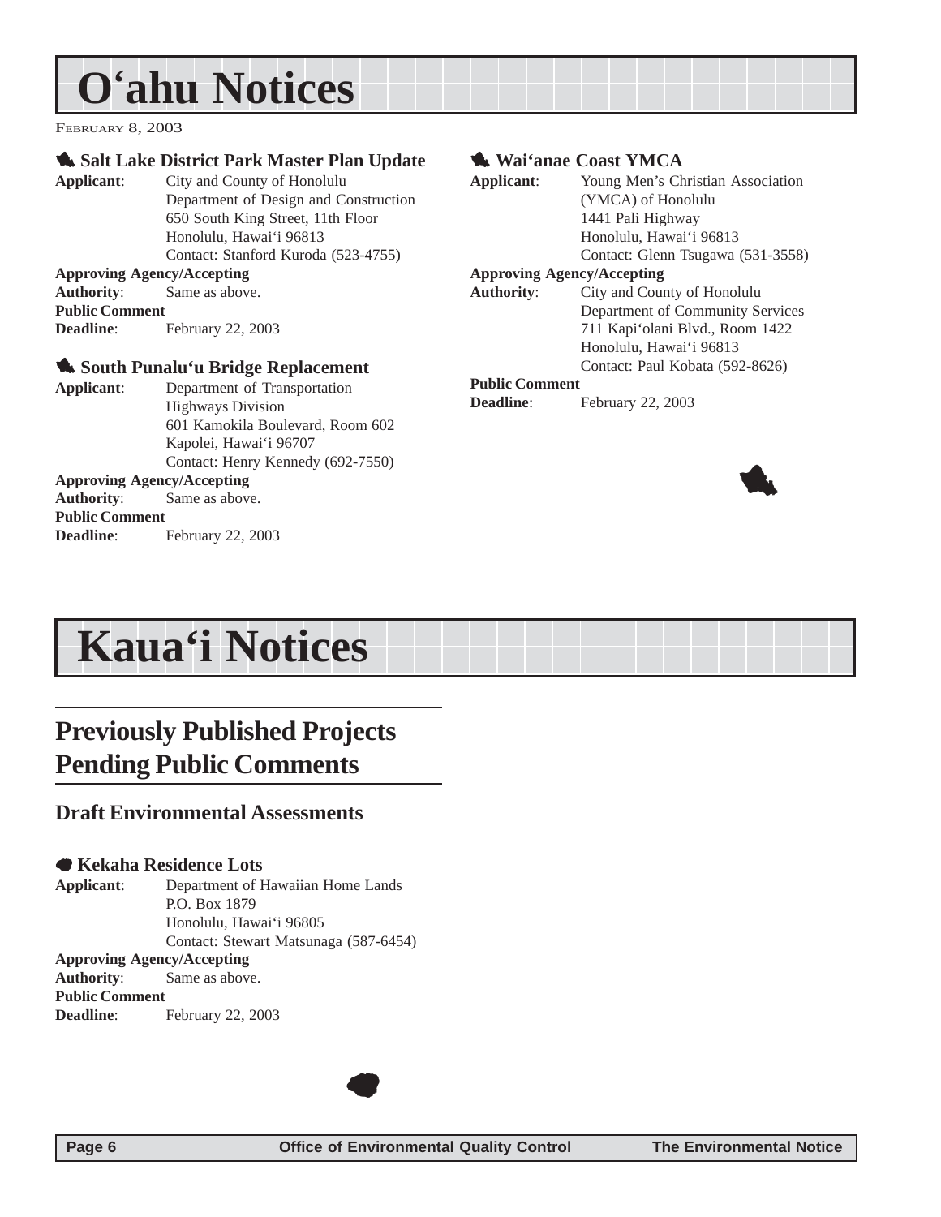# O'ahu Notices

FEBRUARY 8, 2003

### Salt Lake District Park Master Plan Update

**Applicant**: City and County of Honolulu
Department of Design and Construction
650 South King Street, 11th Floor
Honolulu, Hawai'i 96813
Contact: Stanford Kuroda (523-4755)

**Approving Agency/Accepting Authority**: Same as above.

**Public Comment Deadline**: February 22, 2003

### South Punalu'u Bridge Replacement

**Applicant**: Department of Transportation
Highways Division
601 Kamokila Boulevard, Room 602
Kapolei, Hawai'i 96707
Contact: Henry Kennedy (692-7550)

**Approving Agency/Accepting Authority**: Same as above.

**Public Comment Deadline**: February 22, 2003

### Wai'anae Coast YMCA

**Applicant**: Young Men's Christian Association (YMCA) of Honolulu
1441 Pali Highway
Honolulu, Hawai'i 96813
Contact: Glenn Tsugawa (531-3558)

**Approving Agency/Accepting Authority**: City and County of Honolulu
Department of Community Services
711 Kapi'olani Blvd., Room 1422
Honolulu, Hawai'i 96813
Contact: Paul Kobata (592-8626)

**Public Comment Deadline**: February 22, 2003

# Kaua'i Notices

## Previously Published Projects Pending Public Comments

### Draft Environmental Assessments

### Kekaha Residence Lots

**Applicant**: Department of Hawaiian Home Lands
P.O. Box 1879
Honolulu, Hawai'i 96805
Contact: Stewart Matsunaga (587-6454)

**Approving Agency/Accepting Authority**: Same as above.

**Public Comment Deadline**: February 22, 2003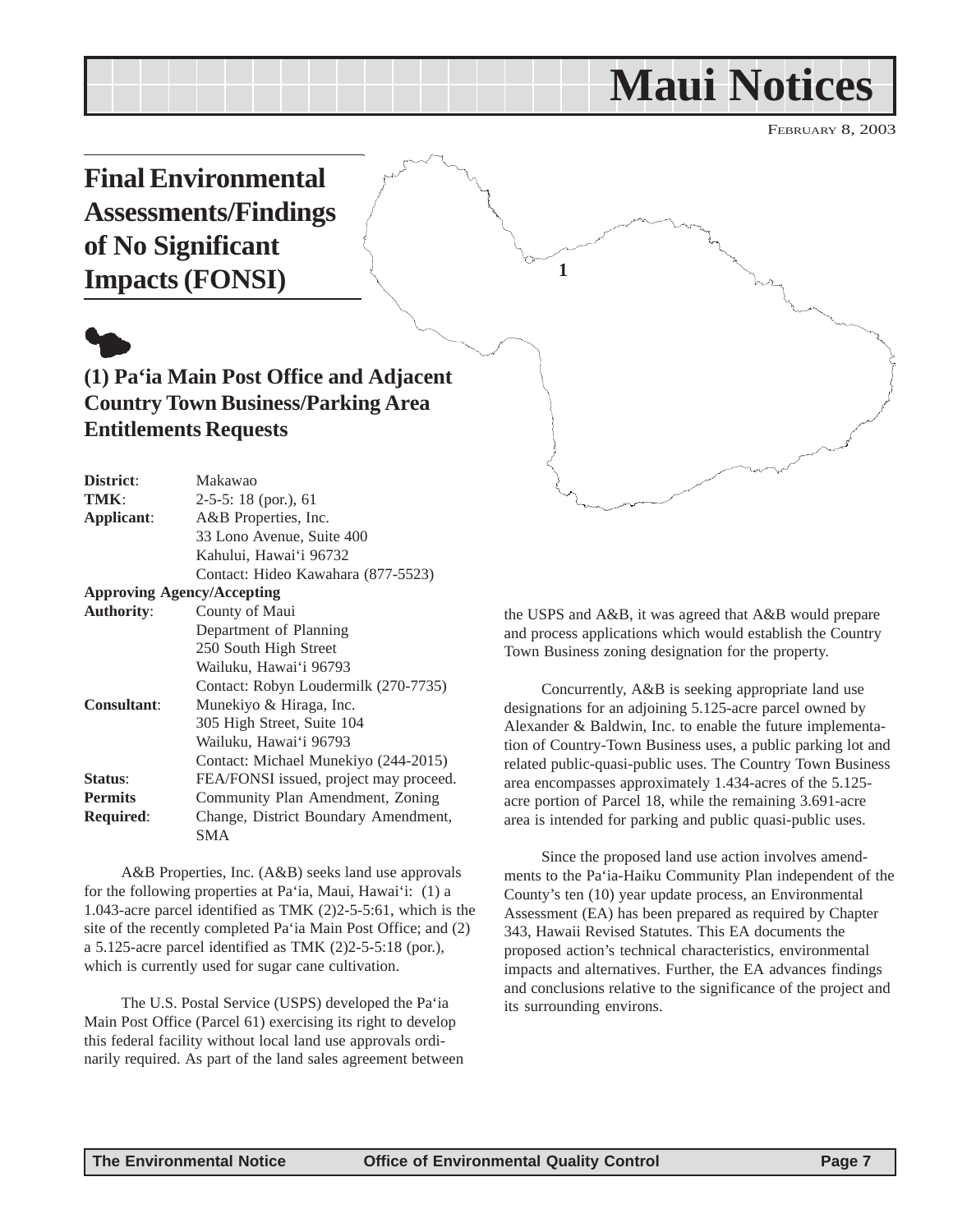# Maui Notices

FEBRUARY 8, 2003

## Final Environmental Assessments/Findings of No Significant Impacts (FONSI)

### (1) Pa'ia Main Post Office and Adjacent Country Town Business/Parking Area Entitlements Requests

| | |
|---|---|
| **District**: | Makawao |
| **TMK**: | 2-5-5: 18 (por.), 61 |
| **Applicant**: | A&B Properties, Inc.<br>33 Lono Avenue, Suite 400<br>Kahului, Hawai'i 96732<br>Contact: Hideo Kawahara (877-5523) |
| **Approving Agency/Accepting Authority**: | County of Maui<br>Department of Planning<br>250 South High Street<br>Wailuku, Hawai'i 96793<br>Contact: Robyn Loudermilk (270-7735) |
| **Consultant**: | Munekiyo & Hiraga, Inc.<br>305 High Street, Suite 104<br>Wailuku, Hawai'i 96793<br>Contact: Michael Munekiyo (244-2015) |
| **Status**: | FEA/FONSI issued, project may proceed. |
| **Permits Required**: | Community Plan Amendment, Zoning Change, District Boundary Amendment, SMA |

A&B Properties, Inc. (A&B) seeks land use approvals for the following properties at Pa'ia, Maui, Hawai'i: (1) a 1.043-acre parcel identified as TMK (2)2-5-5:61, which is the site of the recently completed Pa'ia Main Post Office; and (2) a 5.125-acre parcel identified as TMK (2)2-5-5:18 (por.), which is currently used for sugar cane cultivation.

The U.S. Postal Service (USPS) developed the Pa'ia Main Post Office (Parcel 61) exercising its right to develop this federal facility without local land use approvals ordinarily required. As part of the land sales agreement between the USPS and A&B, it was agreed that A&B would prepare and process applications which would establish the Country Town Business zoning designation for the property.

Concurrently, A&B is seeking appropriate land use designations for an adjoining 5.125-acre parcel owned by Alexander & Baldwin, Inc. to enable the future implementation of Country-Town Business uses, a public parking lot and related public-quasi-public uses. The Country Town Business area encompasses approximately 1.434-acres of the 5.125-acre portion of Parcel 18, while the remaining 3.691-acre area is intended for parking and public quasi-public uses.

Since the proposed land use action involves amendments to the Pa'ia-Haiku Community Plan independent of the County's ten (10) year update process, an Environmental Assessment (EA) has been prepared as required by Chapter 343, Hawaii Revised Statutes. This EA documents the proposed action's technical characteristics, environmental impacts and alternatives. Further, the EA advances findings and conclusions relative to the significance of the project and its surrounding environs.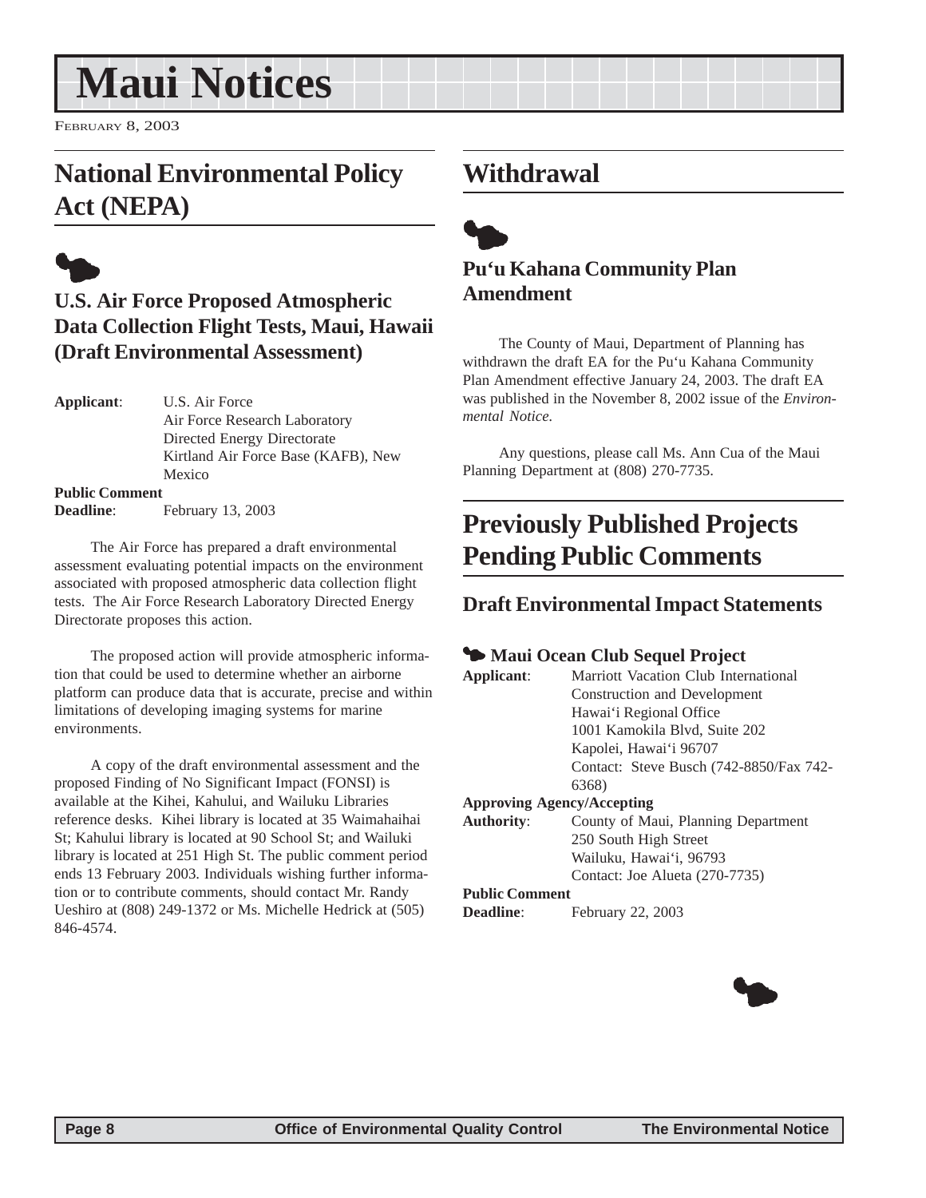# Maui Notices

February 8, 2003

## National Environmental Policy Act (NEPA)

### U.S. Air Force Proposed Atmospheric Data Collection Flight Tests, Maui, Hawaii (Draft Environmental Assessment)

**Applicant**: U.S. Air Force
Air Force Research Laboratory
Directed Energy Directorate
Kirtland Air Force Base (KAFB), New Mexico

**Public Comment Deadline**: February 13, 2003

The Air Force has prepared a draft environmental assessment evaluating potential impacts on the environment associated with proposed atmospheric data collection flight tests. The Air Force Research Laboratory Directed Energy Directorate proposes this action.

The proposed action will provide atmospheric information that could be used to determine whether an airborne platform can produce data that is accurate, precise and within limitations of developing imaging systems for marine environments.

A copy of the draft environmental assessment and the proposed Finding of No Significant Impact (FONSI) is available at the Kihei, Kahului, and Wailuku Libraries reference desks. Kihei library is located at 35 Waimahaihai St; Kahului library is located at 90 School St; and Wailuki library is located at 251 High St. The public comment period ends 13 February 2003. Individuals wishing further information or to contribute comments, should contact Mr. Randy Ueshiro at (808) 249-1372 or Ms. Michelle Hedrick at (505) 846-4574.

## Withdrawal

### Pu'u Kahana Community Plan Amendment

The County of Maui, Department of Planning has withdrawn the draft EA for the Pu'u Kahana Community Plan Amendment effective January 24, 2003. The draft EA was published in the November 8, 2002 issue of the *Environmental Notice.*

Any questions, please call Ms. Ann Cua of the Maui Planning Department at (808) 270-7735.

## Previously Published Projects Pending Public Comments

### Draft Environmental Impact Statements

#### Maui Ocean Club Sequel Project

**Applicant**: Marriott Vacation Club International
Construction and Development
Hawai'i Regional Office
1001 Kamokila Blvd, Suite 202
Kapolei, Hawai'i 96707
Contact: Steve Busch (742-8850/Fax 742-6368)

**Approving Agency/Accepting Authority**: County of Maui, Planning Department
250 South High Street
Wailuku, Hawai'i, 96793
Contact: Joe Alueta (270-7735)

**Public Comment Deadline**: February 22, 2003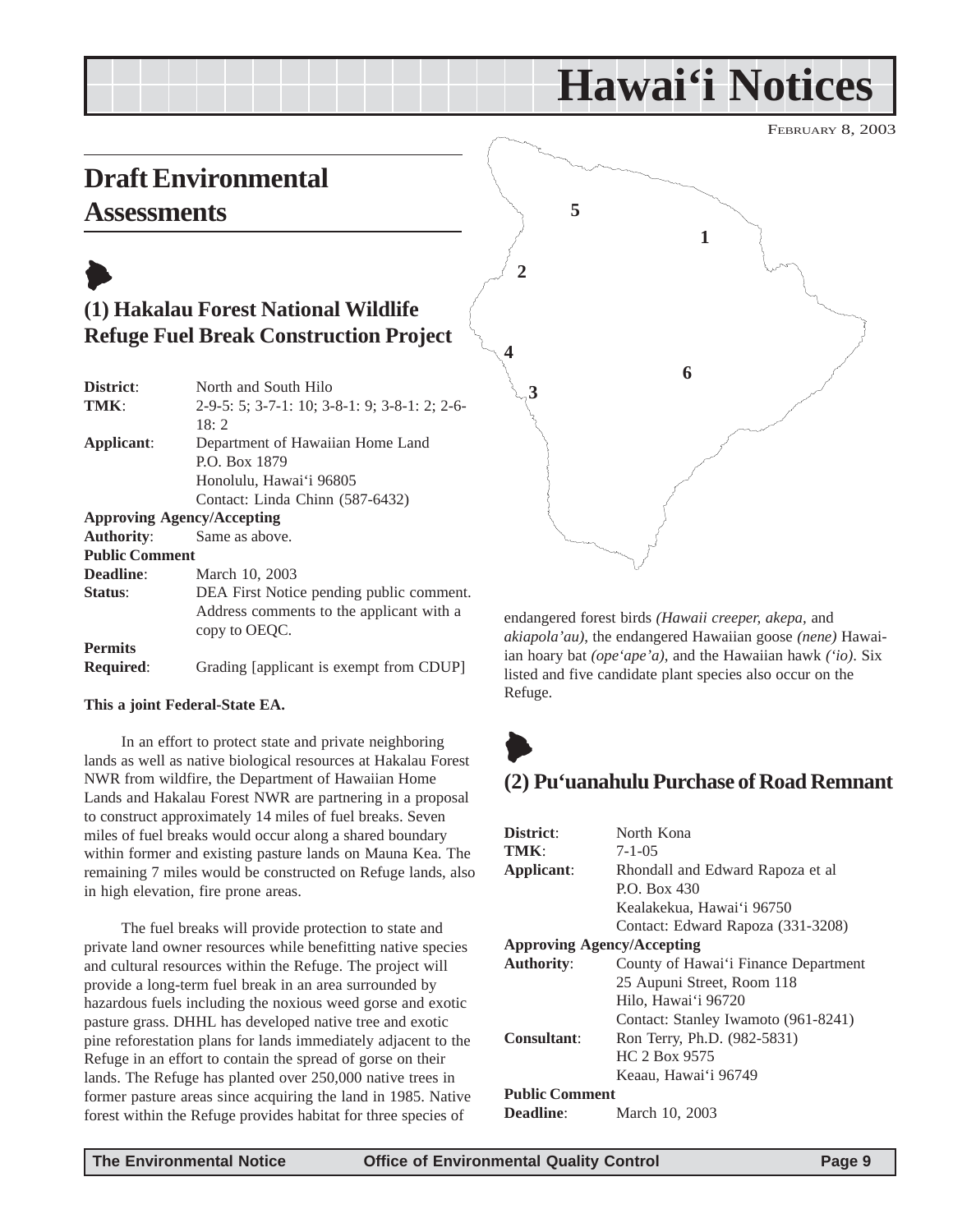# Hawai'i Notices

FEBRUARY 8, 2003

## Draft Environmental Assessments

### (1) Hakalau Forest National Wildlife Refuge Fuel Break Construction Project

| | |
|---|---|
| **District**: | North and South Hilo |
| **TMK**: | 2-9-5: 5; 3-7-1: 10; 3-8-1: 9; 3-8-1: 2; 2-6-18: 2 |
| **Applicant**: | Department of Hawaiian Home Land<br>P.O. Box 1879<br>Honolulu, Hawai'i 96805<br>Contact: Linda Chinn (587-6432) |
| **Approving Agency/Accepting Authority**: | Same as above. |
| **Public Comment Deadline**: | March 10, 2003 |
| **Status**: | DEA First Notice pending public comment. Address comments to the applicant with a copy to OEQC. |
| **Permits Required**: | Grading [applicant is exempt from CDUP] |

**This a joint Federal-State EA.**

In an effort to protect state and private neighboring lands as well as native biological resources at Hakalau Forest NWR from wildfire, the Department of Hawaiian Home Lands and Hakalau Forest NWR are partnering in a proposal to construct approximately 14 miles of fuel breaks. Seven miles of fuel breaks would occur along a shared boundary within former and existing pasture lands on Mauna Kea. The remaining 7 miles would be constructed on Refuge lands, also in high elevation, fire prone areas.

The fuel breaks will provide protection to state and private land owner resources while benefitting native species and cultural resources within the Refuge. The project will provide a long-term fuel break in an area surrounded by hazardous fuels including the noxious weed gorse and exotic pasture grass. DHHL has developed native tree and exotic pine reforestation plans for lands immediately adjacent to the Refuge in an effort to contain the spread of gorse on their lands. The Refuge has planted over 250,000 native trees in former pasture areas since acquiring the land in 1985. Native forest within the Refuge provides habitat for three species of endangered forest birds *(Hawaii creeper, akepa,* and *akiapola'au)*, the endangered Hawaiian goose *(nene)* Hawaiian hoary bat *(ope'ape'a)*, and the Hawaiian hawk *('io)*. Six listed and five candidate plant species also occur on the Refuge.

### (2) Pu'uanahulu Purchase of Road Remnant

| | |
|---|---|
| **District**: | North Kona |
| **TMK**: | 7-1-05 |
| **Applicant**: | Rhondall and Edward Rapoza et al<br>P.O. Box 430<br>Kealakekua, Hawai'i 96750<br>Contact: Edward Rapoza (331-3208) |
| **Approving Agency/Accepting Authority**: | County of Hawai'i Finance Department<br>25 Aupuni Street, Room 118<br>Hilo, Hawai'i 96720<br>Contact: Stanley Iwamoto (961-8241) |
| **Consultant**: | Ron Terry, Ph.D. (982-5831)<br>HC 2 Box 9575<br>Keaau, Hawai'i 96749 |
| **Public Comment Deadline**: | March 10, 2003 |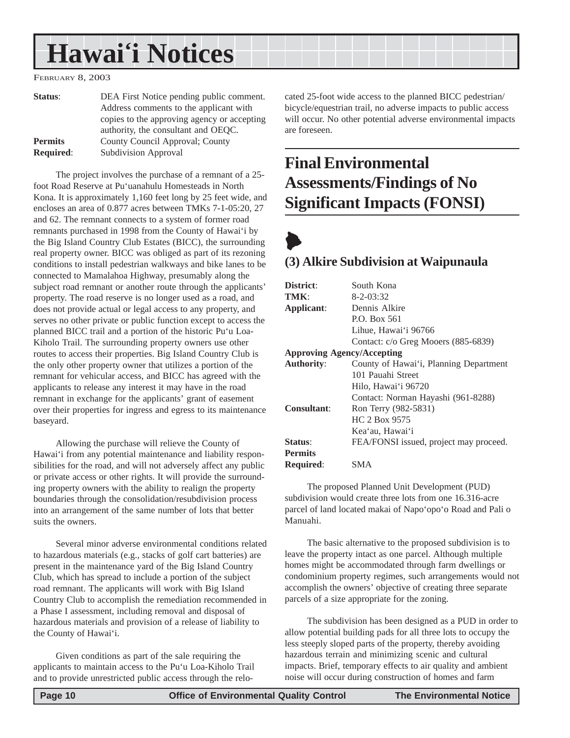| | |
|---|---|
| **Status**: | DEA First Notice pending public comment. Address comments to the applicant with copies to the approving agency or accepting authority, the consultant and OEQC. |
| **Permits Required**: | County Council Approval; County Subdivision Approval |

The project involves the purchase of a remnant of a 25-foot Road Reserve at Pu'uanahulu Homesteads in North Kona. It is approximately 1,160 feet long by 25 feet wide, and encloses an area of 0.877 acres between TMKs 7-1-05:20, 27 and 62. The remnant connects to a system of former road remnants purchased in 1998 from the County of Hawai'i by the Big Island Country Club Estates (BICC), the surrounding real property owner. BICC was obliged as part of its rezoning conditions to install pedestrian walkways and bike lanes to be connected to Mamalahoa Highway, presumably along the subject road remnant or another route through the applicants' property. The road reserve is no longer used as a road, and does not provide actual or legal access to any property, and serves no other private or public function except to access the planned BICC trail and a portion of the historic Pu'u Loa-Kiholo Trail. The surrounding property owners use other routes to access their properties. Big Island Country Club is the only other property owner that utilizes a portion of the remnant for vehicular access, and BICC has agreed with the applicants to release any interest it may have in the road remnant in exchange for the applicants' grant of easement over their properties for ingress and egress to its maintenance baseyard.

Allowing the purchase will relieve the County of Hawai'i from any potential maintenance and liability responsibilities for the road, and will not adversely affect any public or private access or other rights. It will provide the surrounding property owners with the ability to realign the property boundaries through the consolidation/resubdivision process into an arrangement of the same number of lots that better suits the owners.

Several minor adverse environmental conditions related to hazardous materials (e.g., stacks of golf cart batteries) are present in the maintenance yard of the Big Island Country Club, which has spread to include a portion of the subject road remnant. The applicants will work with Big Island Country Club to accomplish the remediation recommended in a Phase I assessment, including removal and disposal of hazardous materials and provision of a release of liability to the County of Hawai'i.

Given conditions as part of the sale requiring the applicants to maintain access to the Pu'u Loa-Kiholo Trail and to provide unrestricted public access through the relocated 25-foot wide access to the planned BICC pedestrian/bicycle/equestrian trail, no adverse impacts to public access will occur. No other potential adverse environmental impacts are foreseen.

# Final Environmental Assessments/Findings of No Significant Impacts (FONSI)

## (3) Alkire Subdivision at Waipunaula

| | |
|---|---|
| **District**: | South Kona |
| **TMK**: | 8-2-03:32 |
| **Applicant**: | Dennis Alkire<br>P.O. Box 561<br>Lihue, Hawai'i 96766<br>Contact: c/o Greg Mooers (885-6839) |
| **Approving Agency/Accepting Authority**: | County of Hawai'i, Planning Department<br>101 Pauahi Street<br>Hilo, Hawai'i 96720<br>Contact: Norman Hayashi (961-8288) |
| **Consultant**: | Ron Terry (982-5831)<br>HC 2 Box 9575<br>Kea'au, Hawai'i |
| **Status**: | FEA/FONSI issued, project may proceed. |
| **Permits Required**: | SMA |

The proposed Planned Unit Development (PUD) subdivision would create three lots from one 16.316-acre parcel of land located makai of Napo'opo'o Road and Pali o Manuahi.

The basic alternative to the proposed subdivision is to leave the property intact as one parcel. Although multiple homes might be accommodated through farm dwellings or condominium property regimes, such arrangements would not accomplish the owners' objective of creating three separate parcels of a size appropriate for the zoning.

The subdivision has been designed as a PUD in order to allow potential building pads for all three lots to occupy the less steeply sloped parts of the property, thereby avoiding hazardous terrain and minimizing scenic and cultural impacts. Brief, temporary effects to air quality and ambient noise will occur during construction of homes and farm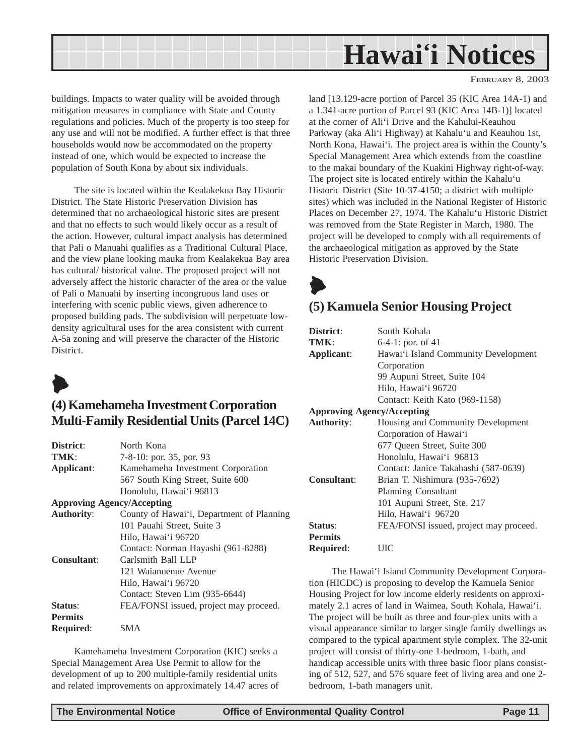buildings. Impacts to water quality will be avoided through mitigation measures in compliance with State and County regulations and policies. Much of the property is too steep for any use and will not be modified. A further effect is that three households would now be accommodated on the property instead of one, which would be expected to increase the population of South Kona by about six individuals.

The site is located within the Kealakekua Bay Historic District. The State Historic Preservation Division has determined that no archaeological historic sites are present and that no effects to such would likely occur as a result of the action. However, cultural impact analysis has determined that Pali o Manuahi qualifies as a Traditional Cultural Place, and the view plane looking mauka from Kealakekua Bay area has cultural/ historical value. The proposed project will not adversely affect the historic character of the area or the value of Pali o Manuahi by inserting incongruous land uses or interfering with scenic public views, given adherence to proposed building pads. The subdivision will perpetuate low-density agricultural uses for the area consistent with current A-5a zoning and will preserve the character of the Historic District.

## (4) Kamehameha Investment Corporation Multi-Family Residential Units (Parcel 14C)

**District**: North Kona
**TMK**: 7-8-10: por. 35, por. 93
**Applicant**: Kamehameha Investment Corporation
567 South King Street, Suite 600
Honolulu, Hawai'i 96813
**Approving Agency/Accepting Authority**: County of Hawai'i, Department of Planning
101 Pauahi Street, Suite 3
Hilo, Hawai'i 96720
Contact: Norman Hayashi (961-8288)
**Consultant**: Carlsmith Ball LLP
121 Waianuenue Avenue
Hilo, Hawai'i 96720
Contact: Steven Lim (935-6644)
**Status**: FEA/FONSI issued, project may proceed.
**Permits Required**: SMA

Kamehameha Investment Corporation (KIC) seeks a Special Management Area Use Permit to allow for the development of up to 200 multiple-family residential units and related improvements on approximately 14.47 acres of land [13.129-acre portion of Parcel 35 (KIC Area 14A-1) and a 1.341-acre portion of Parcel 93 (KIC Area 14B-1)] located at the corner of Ali'i Drive and the Kahului-Keauhou Parkway (aka Ali'i Highway) at Kahalu'u and Keauhou 1st, North Kona, Hawai'i. The project area is within the County's Special Management Area which extends from the coastline to the makai boundary of the Kuakini Highway right-of-way. The project site is located entirely within the Kahalu'u Historic District (Site 10-37-4150; a district with multiple sites) which was included in the National Register of Historic Places on December 27, 1974. The Kahalu'u Historic District was removed from the State Register in March, 1980. The project will be developed to comply with all requirements of the archaeological mitigation as approved by the State Historic Preservation Division.

## (5) Kamuela Senior Housing Project

**District**: South Kohala
**TMK**: 6-4-1: por. of 41
**Applicant**: Hawai'i Island Community Development Corporation
99 Aupuni Street, Suite 104
Hilo, Hawai'i 96720
Contact: Keith Kato (969-1158)
**Approving Agency/Accepting Authority**: Housing and Community Development Corporation of Hawai'i
677 Queen Street, Suite 300
Honolulu, Hawai'i 96813
Contact: Janice Takahashi (587-0639)
**Consultant**: Brian T. Nishimura (935-7692)
Planning Consultant
101 Aupuni Street, Ste. 217
Hilo, Hawai'i 96720
**Status**: FEA/FONSI issued, project may proceed.
**Permits Required**: UIC

The Hawai'i Island Community Development Corporation (HICDC) is proposing to develop the Kamuela Senior Housing Project for low income elderly residents on approximately 2.1 acres of land in Waimea, South Kohala, Hawai'i. The project will be built as three and four-plex units with a visual appearance similar to larger single family dwellings as compared to the typical apartment style complex. The 32-unit project will consist of thirty-one 1-bedroom, 1-bath, and handicap accessible units with three basic floor plans consisting of 512, 527, and 576 square feet of living area and one 2-bedroom, 1-bath managers unit.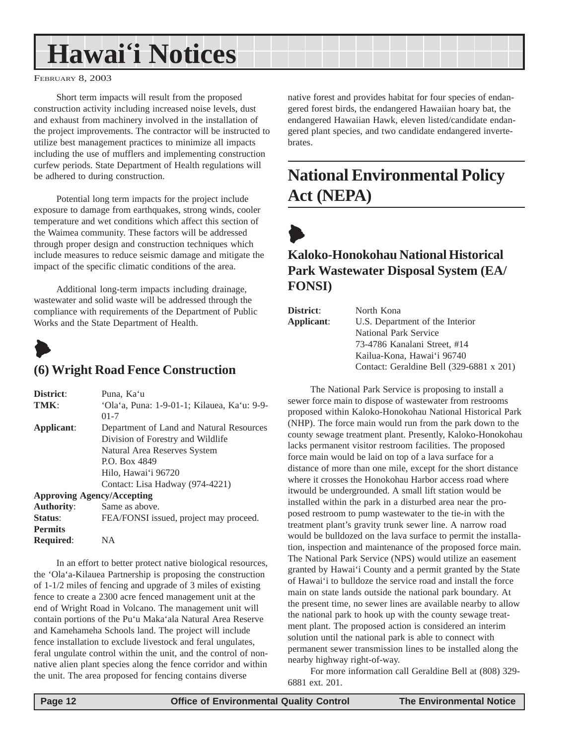Short term impacts will result from the proposed construction activity including increased noise levels, dust and exhaust from machinery involved in the installation of the project improvements. The contractor will be instructed to utilize best management practices to minimize all impacts including the use of mufflers and implementing construction curfew periods. State Department of Health regulations will be adhered to during construction.

Potential long term impacts for the project include exposure to damage from earthquakes, strong winds, cooler temperature and wet conditions which affect this section of the Waimea community. These factors will be addressed through proper design and construction techniques which include measures to reduce seismic damage and mitigate the impact of the specific climatic conditions of the area.

Additional long-term impacts including drainage, wastewater and solid waste will be addressed through the compliance with requirements of the Department of Public Works and the State Department of Health.

### (6) Wright Road Fence Construction

**District**: Puna, Ka'u
**TMK**: 'Ola'a, Puna: 1-9-01-1; Kilauea, Ka'u: 9-9-01-7
**Applicant**: Department of Land and Natural Resources
Division of Forestry and Wildlife
Natural Area Reserves System
P.O. Box 4849
Hilo, Hawai'i 96720
Contact: Lisa Hadway (974-4221)
**Approving Agency/Accepting Authority**: Same as above.
**Status**: FEA/FONSI issued, project may proceed.
**Permits Required**: NA

In an effort to better protect native biological resources, the 'Ola'a-Kilauea Partnership is proposing the construction of 1-1/2 miles of fencing and upgrade of 3 miles of existing fence to create a 2300 acre fenced management unit at the end of Wright Road in Volcano. The management unit will contain portions of the Pu'u Maka'ala Natural Area Reserve and Kamehameha Schools land. The project will include fence installation to exclude livestock and feral ungulates, feral ungulate control within the unit, and the control of non-native alien plant species along the fence corridor and within the unit. The area proposed for fencing contains diverse native forest and provides habitat for four species of endangered forest birds, the endangered Hawaiian hoary bat, the endangered Hawaiian Hawk, eleven listed/candidate endangered plant species, and two candidate endangered invertebrates.

## National Environmental Policy Act (NEPA)

### Kaloko-Honokohau National Historical Park Wastewater Disposal System (EA/FONSI)

**District**: North Kona
**Applicant**: U.S. Department of the Interior
National Park Service
73-4786 Kanalani Street, #14
Kailua-Kona, Hawai'i 96740
Contact: Geraldine Bell (329-6881 x 201)

The National Park Service is proposing to install a sewer force main to dispose of wastewater from restrooms proposed within Kaloko-Honokohau National Historical Park (NHP). The force main would run from the park down to the county sewage treatment plant. Presently, Kaloko-Honokohau lacks permanent visitor restroom facilities. The proposed force main would be laid on top of a lava surface for a distance of more than one mile, except for the short distance where it crosses the Honokohau Harbor access road where itwould be undergrounded. A small lift station would be installed within the park in a disturbed area near the proposed restroom to pump wastewater to the tie-in with the treatment plant's gravity trunk sewer line. A narrow road would be bulldozed on the lava surface to permit the installation, inspection and maintenance of the proposed force main. The National Park Service (NPS) would utilize an easement granted by Hawai'i County and a permit granted by the State of Hawai'i to bulldoze the service road and install the force main on state lands outside the national park boundary. At the present time, no sewer lines are available nearby to allow the national park to hook up with the county sewage treatment plant. The proposed action is considered an interim solution until the national park is able to connect with permanent sewer transmission lines to be installed along the nearby highway right-of-way.

For more information call Geraldine Bell at (808) 329-6881 ext. 201.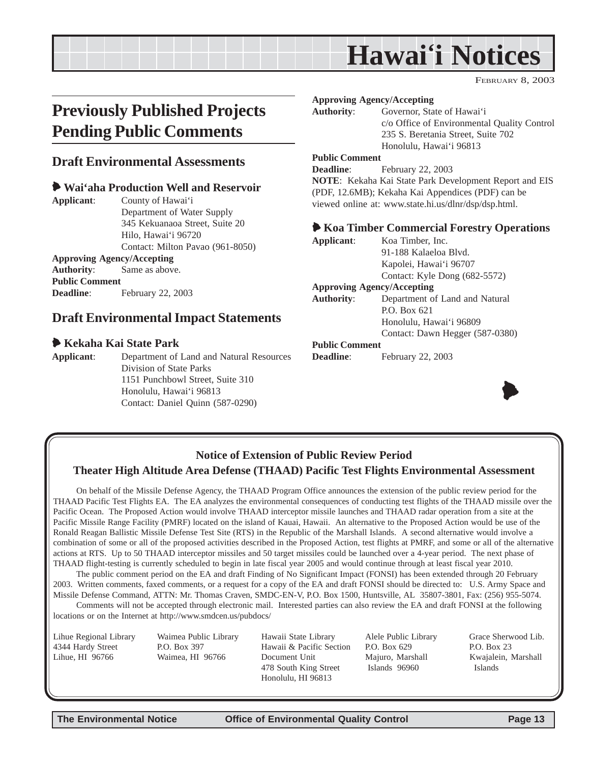# Hawai'i Notices

FEBRUARY 8, 2003

## Previously Published Projects Pending Public Comments

### Draft Environmental Assessments

#### Wai'aha Production Well and Reservoir

**Applicant**: County of Hawai'i
Department of Water Supply
345 Kekuanaoa Street, Suite 20
Hilo, Hawai'i 96720
Contact: Milton Pavao (961-8050)

**Approving Agency/Accepting Authority**: Same as above.

**Public Comment Deadline**: February 22, 2003

### Draft Environmental Impact Statements

#### Kekaha Kai State Park

**Applicant**: Department of Land and Natural Resources
Division of State Parks
1151 Punchbowl Street, Suite 310
Honolulu, Hawai'i 96813
Contact: Daniel Quinn (587-0290)

**Approving Agency/Accepting Authority**: Governor, State of Hawai'i
c/o Office of Environmental Quality Control
235 S. Beretania Street, Suite 702
Honolulu, Hawai'i 96813

**Public Comment Deadline**: February 22, 2003

**NOTE**: Kekaha Kai State Park Development Report and EIS (PDF, 12.6MB); Kekaha Kai Appendices (PDF) can be viewed online at: www.state.hi.us/dlnr/dsp/dsp.html.

#### Koa Timber Commercial Forestry Operations

**Applicant**: Koa Timber, Inc.
91-188 Kalaeloa Blvd.
Kapolei, Hawai'i 96707
Contact: Kyle Dong (682-5572)

**Approving Agency/Accepting Authority**: Department of Land and Natural
P.O. Box 621
Honolulu, Hawai'i 96809
Contact: Dawn Hegger (587-0380)

**Public Comment Deadline**: February 22, 2003

---

### Notice of Extension of Public Review Period
### Theater High Altitude Area Defense (THAAD) Pacific Test Flights Environmental Assessment

On behalf of the Missile Defense Agency, the THAAD Program Office announces the extension of the public review period for the THAAD Pacific Test Flights EA. The EA analyzes the environmental consequences of conducting test flights of the THAAD missile over the Pacific Ocean. The Proposed Action would involve THAAD interceptor missile launches and THAAD radar operation from a site at the Pacific Missile Range Facility (PMRF) located on the island of Kauai, Hawaii. An alternative to the Proposed Action would be use of the Ronald Reagan Ballistic Missile Defense Test Site (RTS) in the Republic of the Marshall Islands. A second alternative would involve a combination of some or all of the proposed activities described in the Proposed Action, test flights at PMRF, and some or all of the alternative actions at RTS. Up to 50 THAAD interceptor missiles and 50 target missiles could be launched over a 4-year period. The next phase of THAAD flight-testing is currently scheduled to begin in late fiscal year 2005 and would continue through at least fiscal year 2010.

The public comment period on the EA and draft Finding of No Significant Impact (FONSI) has been extended through 20 February 2003. Written comments, faxed comments, or a request for a copy of the EA and draft FONSI should be directed to: U.S. Army Space and Missile Defense Command, ATTN: Mr. Thomas Craven, SMDC-EN-V, P.O. Box 1500, Huntsville, AL 35807-3801, Fax: (256) 955-5074.

Comments will not be accepted through electronic mail. Interested parties can also review the EA and draft FONSI at the following locations or on the Internet at http://www.smdcen.us/pubdocs/

- Lihue Regional Library, 4344 Hardy Street, Lihue, HI 96766
- Waimea Public Library, P.O. Box 397, Waimea, HI 96766
- Hawaii State Library, Hawaii & Pacific Section, Document Unit, 478 South King Street, Honolulu, HI 96813
- Alele Public Library, P.O. Box 629, Majuro, Marshall Islands 96960
- Grace Sherwood Lib., P.O. Box 23, Kwajalein, Marshall Islands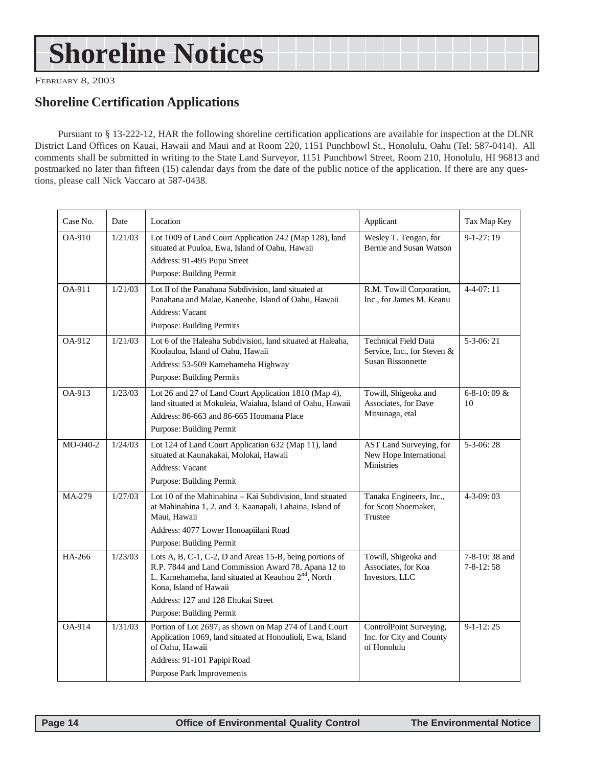# Shoreline Notices

February 8, 2003

## Shoreline Certification Applications

Pursuant to § 13-222-12, HAR the following shoreline certification applications are available for inspection at the DLNR District Land Offices on Kauai, Hawaii and Maui and at Room 220, 1151 Punchbowl St., Honolulu, Oahu (Tel: 587-0414). All comments shall be submitted in writing to the State Land Surveyor, 1151 Punchbowl Street, Room 210, Honolulu, HI 96813 and postmarked no later than fifteen (15) calendar days from the date of the public notice of the application. If there are any questions, please call Nick Vaccaro at 587-0438.

| Case No. | Date | Location | Applicant | Tax Map Key |
|---|---|---|---|---|
| OA-910 | 1/21/03 | Lot 1009 of Land Court Application 242 (Map 128), land situated at Puuloa, Ewa, Island of Oahu, Hawaii<br>Address: 91-495 Pupu Street<br>Purpose: Building Permit | Wesley T. Tengan, for Bernie and Susan Watson | 9-1-27: 19 |
| OA-911 | 1/21/03 | Lot II of the Panahana Subdivision, land situated at Panahana and Malae, Kaneohe, Island of Oahu, Hawaii<br>Address: Vacant<br>Purpose: Building Permits | R.M. Towill Corporation, Inc., for James M. Keanu | 4-4-07: 11 |
| OA-912 | 1/21/03 | Lot 6 of the Haleaha Subdivision, land situated at Haleaha, Koolauloa, Island of Oahu, Hawaii<br>Address: 53-509 Kamehameha Highway<br>Purpose: Building Permits | Technical Field Data Service, Inc., for Steven & Susan Bissonnette | 5-3-06: 21 |
| OA-913 | 1/23/03 | Lot 26 and 27 of Land Court Application 1810 (Map 4), land situated at Mokuleia, Waialua, Island of Oahu, Hawaii<br>Address: 86-663 and 86-665 Hoomana Place<br>Purpose: Building Permit | Towill, Shigeoka and Associates, for Dave Mitsunaga, etal | 6-8-10: 09 & 10 |
| MO-040-2 | 1/24/03 | Lot 124 of Land Court Application 632 (Map 11), land situated at Kaunakakai, Molokai, Hawaii<br>Address: Vacant<br>Purpose: Building Permit | AST Land Surveying, for New Hope International Ministries | 5-3-06: 28 |
| MA-279 | 1/27/03 | Lot 10 of the Mahinahina – Kai Subdivision, land situated at Mahinahina 1, 2, and 3, Kaanapali, Lahaina, Island of Maui, Hawaii<br>Address: 4077 Lower Honoapiilani Road<br>Purpose: Building Permit | Tanaka Engineers, Inc., for Scott Shoemaker, Trustee | 4-3-09: 03 |
| HA-266 | 1/23/03 | Lots A, B, C-1, C-2, D and Areas 15-B, being portions of R.P. 7844 and Land Commission Award 78, Apana 12 to L. Kamehameha, land situated at Keauhou 2nd, North Kona, Island of Hawaii<br>Address: 127 and 128 Ehukai Street<br>Purpose: Building Permit | Towill, Shigeoka and Associates, for Koa Investors, LLC | 7-8-10: 38 and 7-8-12: 58 |
| OA-914 | 1/31/03 | Portion of Lot 2697, as shown on Map 274 of Land Court Application 1069, land situated at Honouliuli, Ewa, Island of Oahu, Hawaii<br>Address: 91-101 Papipi Road<br>Purpose Park Improvements | ControlPoint Surveying, Inc. for City and County of Honolulu | 9-1-12: 25 |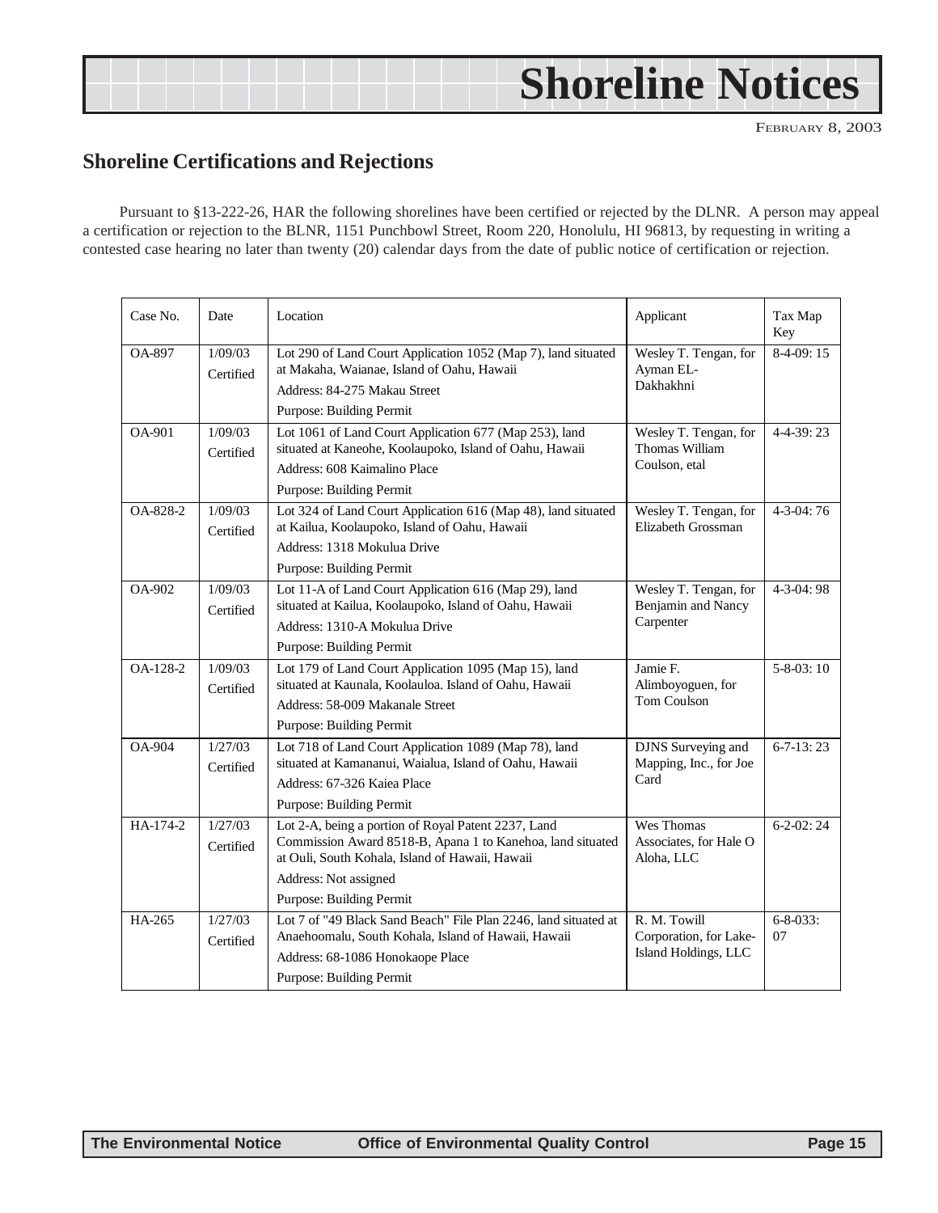# Shoreline Notices

FEBRUARY 8, 2003

## Shoreline Certifications and Rejections

Pursuant to §13-222-26, HAR the following shorelines have been certified or rejected by the DLNR. A person may appeal a certification or rejection to the BLNR, 1151 Punchbowl Street, Room 220, Honolulu, HI 96813, by requesting in writing a contested case hearing no later than twenty (20) calendar days from the date of public notice of certification or rejection.

| Case No. | Date | Location | Applicant | Tax Map Key |
|---|---|---|---|---|
| OA-897 | 1/09/03 Certified | Lot 290 of Land Court Application 1052 (Map 7), land situated at Makaha, Waianae, Island of Oahu, Hawaii<br>Address: 84-275 Makau Street<br>Purpose: Building Permit | Wesley T. Tengan, for Ayman EL-Dakhakhni | 8-4-09: 15 |
| OA-901 | 1/09/03 Certified | Lot 1061 of Land Court Application 677 (Map 253), land situated at Kaneohe, Koolaupoko, Island of Oahu, Hawaii<br>Address: 608 Kaimalino Place<br>Purpose: Building Permit | Wesley T. Tengan, for Thomas William Coulson, etal | 4-4-39: 23 |
| OA-828-2 | 1/09/03 Certified | Lot 324 of Land Court Application 616 (Map 48), land situated at Kailua, Koolaupoko, Island of Oahu, Hawaii<br>Address: 1318 Mokulua Drive<br>Purpose: Building Permit | Wesley T. Tengan, for Elizabeth Grossman | 4-3-04: 76 |
| OA-902 | 1/09/03 Certified | Lot 11-A of Land Court Application 616 (Map 29), land situated at Kailua, Koolaupoko, Island of Oahu, Hawaii<br>Address: 1310-A Mokulua Drive<br>Purpose: Building Permit | Wesley T. Tengan, for Benjamin and Nancy Carpenter | 4-3-04: 98 |
| OA-128-2 | 1/09/03 Certified | Lot 179 of Land Court Application 1095 (Map 15), land situated at Kaunala, Koolauloa. Island of Oahu, Hawaii<br>Address: 58-009 Makanale Street<br>Purpose: Building Permit | Jamie F. Alimboyoguen, for Tom Coulson | 5-8-03: 10 |
| OA-904 | 1/27/03 Certified | Lot 718 of Land Court Application 1089 (Map 78), land situated at Kamananui, Waialua, Island of Oahu, Hawaii<br>Address: 67-326 Kaiea Place<br>Purpose: Building Permit | DJNS Surveying and Mapping, Inc., for Joe Card | 6-7-13: 23 |
| HA-174-2 | 1/27/03 Certified | Lot 2-A, being a portion of Royal Patent 2237, Land Commission Award 8518-B, Apana 1 to Kanehoa, land situated at Ouli, South Kohala, Island of Hawaii, Hawaii<br>Address: Not assigned<br>Purpose: Building Permit | Wes Thomas Associates, for Hale O Aloha, LLC | 6-2-02: 24 |
| HA-265 | 1/27/03 Certified | Lot 7 of "49 Black Sand Beach" File Plan 2246, land situated at Anaehoomalu, South Kohala, Island of Hawaii, Hawaii<br>Address: 68-1086 Honokaope Place<br>Purpose: Building Permit | R. M. Towill Corporation, for Lake-Island Holdings, LLC | 6-8-033: 07 |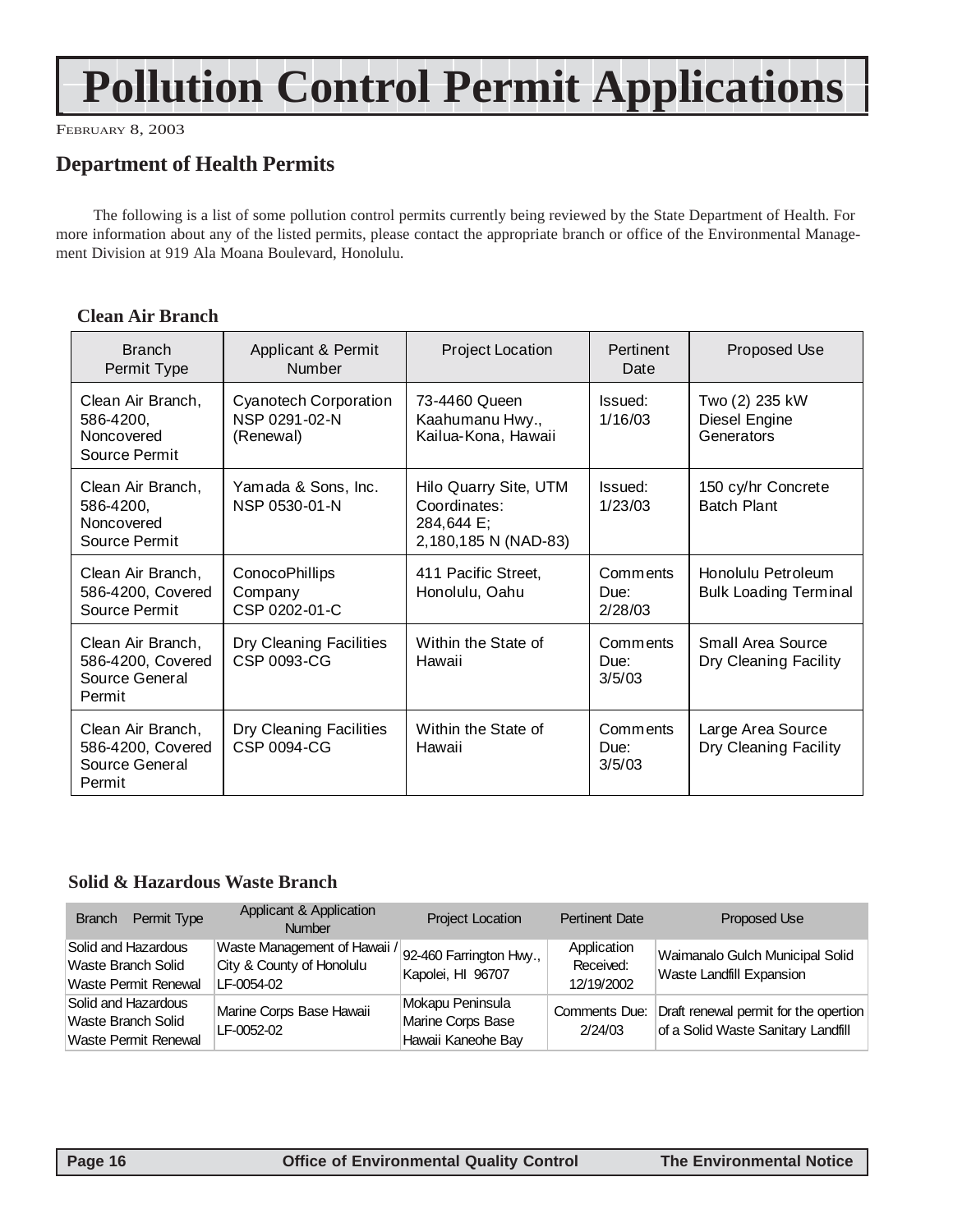# Pollution Control Permit Applications

February 8, 2003

## Department of Health Permits

The following is a list of some pollution control permits currently being reviewed by the State Department of Health. For more information about any of the listed permits, please contact the appropriate branch or office of the Environmental Management Division at 919 Ala Moana Boulevard, Honolulu.

### Clean Air Branch

| Branch Permit Type | Applicant & Permit Number | Project Location | Pertinent Date | Proposed Use |
|---|---|---|---|---|
| Clean Air Branch, 586-4200, Noncovered Source Permit | Cyanotech Corporation NSP 0291-02-N (Renewal) | 73-4460 Queen Kaahumanu Hwy., Kailua-Kona, Hawaii | Issued: 1/16/03 | Two (2) 235 kW Diesel Engine Generators |
| Clean Air Branch, 586-4200, Noncovered Source Permit | Yamada & Sons, Inc. NSP 0530-01-N | Hilo Quarry Site, UTM Coordinates: 284,644 E; 2,180,185 N (NAD-83) | Issued: 1/23/03 | 150 cy/hr Concrete Batch Plant |
| Clean Air Branch, 586-4200, Covered Source Permit | ConocoPhillips Company CSP 0202-01-C | 411 Pacific Street, Honolulu, Oahu | Comments Due: 2/28/03 | Honolulu Petroleum Bulk Loading Terminal |
| Clean Air Branch, 586-4200, Covered Source General Permit | Dry Cleaning Facilities CSP 0093-CG | Within the State of Hawaii | Comments Due: 3/5/03 | Small Area Source Dry Cleaning Facility |
| Clean Air Branch, 586-4200, Covered Source General Permit | Dry Cleaning Facilities CSP 0094-CG | Within the State of Hawaii | Comments Due: 3/5/03 | Large Area Source Dry Cleaning Facility |

### Solid & Hazardous Waste Branch

| Branch Permit Type | Applicant & Application Number | Project Location | Pertinent Date | Proposed Use |
|---|---|---|---|---|
| Solid and Hazardous Waste Branch Solid Waste Permit Renewal | Waste Management of Hawaii / City & County of Honolulu LF-0054-02 | 92-460 Farrington Hwy., Kapolei, HI 96707 | Application Received: 12/19/2002 | Waimanalo Gulch Municipal Solid Waste Landfill Expansion |
| Solid and Hazardous Waste Branch Solid Waste Permit Renewal | Marine Corps Base Hawaii LF-0052-02 | Mokapu Peninsula Marine Corps Base Hawaii Kaneohe Bay | Comments Due: 2/24/03 | Draft renewal permit for the opertion of a Solid Waste Sanitary Landfill |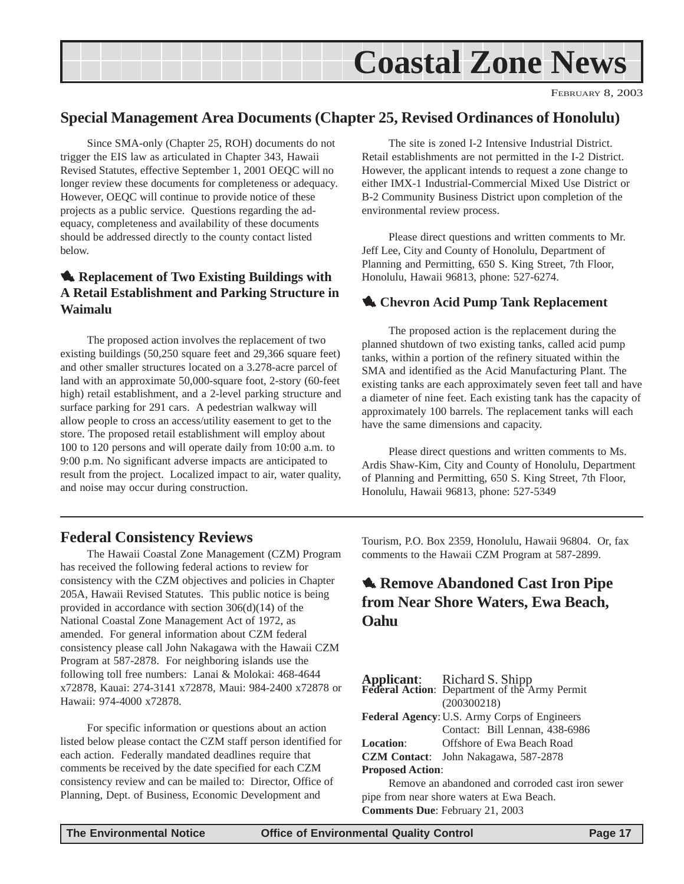# Coastal Zone News

February 8, 2003

## Special Management Area Documents (Chapter 25, Revised Ordinances of Honolulu)

Since SMA-only (Chapter 25, ROH) documents do not trigger the EIS law as articulated in Chapter 343, Hawaii Revised Statutes, effective September 1, 2001 OEQC will no longer review these documents for completeness or adequacy. However, OEQC will continue to provide notice of these projects as a public service. Questions regarding the adequacy, completeness and availability of these documents should be addressed directly to the county contact listed below.

### Replacement of Two Existing Buildings with A Retail Establishment and Parking Structure in Waimalu

The proposed action involves the replacement of two existing buildings (50,250 square feet and 29,366 square feet) and other smaller structures located on a 3.278-acre parcel of land with an approximate 50,000-square foot, 2-story (60-feet high) retail establishment, and a 2-level parking structure and surface parking for 291 cars. A pedestrian walkway will allow people to cross an access/utility easement to get to the store. The proposed retail establishment will employ about 100 to 120 persons and will operate daily from 10:00 a.m. to 9:00 p.m. No significant adverse impacts are anticipated to result from the project. Localized impact to air, water quality, and noise may occur during construction.

The site is zoned I-2 Intensive Industrial District. Retail establishments are not permitted in the I-2 District. However, the applicant intends to request a zone change to either IMX-1 Industrial-Commercial Mixed Use District or B-2 Community Business District upon completion of the environmental review process.

Please direct questions and written comments to Mr. Jeff Lee, City and County of Honolulu, Department of Planning and Permitting, 650 S. King Street, 7th Floor, Honolulu, Hawaii 96813, phone: 527-6274.

### Chevron Acid Pump Tank Replacement

The proposed action is the replacement during the planned shutdown of two existing tanks, called acid pump tanks, within a portion of the refinery situated within the SMA and identified as the Acid Manufacturing Plant. The existing tanks are each approximately seven feet tall and have a diameter of nine feet. Each existing tank has the capacity of approximately 100 barrels. The replacement tanks will each have the same dimensions and capacity.

Please direct questions and written comments to Ms. Ardis Shaw-Kim, City and County of Honolulu, Department of Planning and Permitting, 650 S. King Street, 7th Floor, Honolulu, Hawaii 96813, phone: 527-5349

## Federal Consistency Reviews

The Hawaii Coastal Zone Management (CZM) Program has received the following federal actions to review for consistency with the CZM objectives and policies in Chapter 205A, Hawaii Revised Statutes. This public notice is being provided in accordance with section 306(d)(14) of the National Coastal Zone Management Act of 1972, as amended. For general information about CZM federal consistency please call John Nakagawa with the Hawaii CZM Program at 587-2878. For neighboring islands use the following toll free numbers: Lanai & Molokai: 468-4644 x72878, Kauai: 274-3141 x72878, Maui: 984-2400 x72878 or Hawaii: 974-4000 x72878.

For specific information or questions about an action listed below please contact the CZM staff person identified for each action. Federally mandated deadlines require that comments be received by the date specified for each CZM consistency review and can be mailed to: Director, Office of Planning, Dept. of Business, Economic Development and Tourism, P.O. Box 2359, Honolulu, Hawaii 96804. Or, fax comments to the Hawaii CZM Program at 587-2899.

### Remove Abandoned Cast Iron Pipe from Near Shore Waters, Ewa Beach, Oahu

**Applicant**: Richard S. Shipp
**Federal Action**: Department of the Army Permit (200300218)
**Federal Agency**: U.S. Army Corps of Engineers
Contact: Bill Lennan, 438-6986
**Location**: Offshore of Ewa Beach Road
**CZM Contact**: John Nakagawa, 587-2878
**Proposed Action**:
Remove an abandoned and corroded cast iron sewer pipe from near shore waters at Ewa Beach.
**Comments Due**: February 21, 2003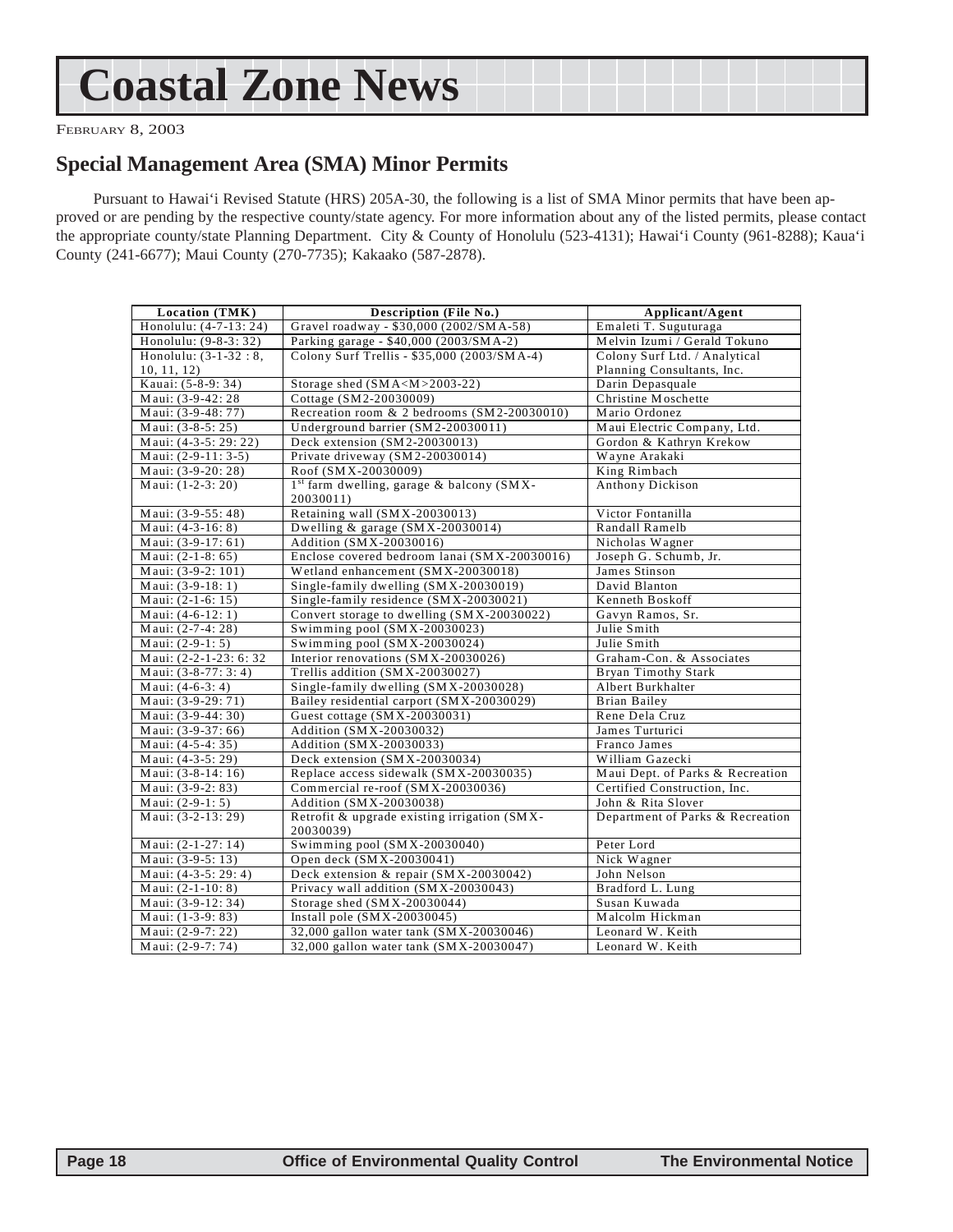# Coastal Zone News

FEBRUARY 8, 2003

## Special Management Area (SMA) Minor Permits

Pursuant to Hawai'i Revised Statute (HRS) 205A-30, the following is a list of SMA Minor permits that have been approved or are pending by the respective county/state agency. For more information about any of the listed permits, please contact the appropriate county/state Planning Department. City & County of Honolulu (523-4131); Hawai'i County (961-8288); Kaua'i County (241-6677); Maui County (270-7735); Kakaako (587-2878).

| Location (TMK) | Description (File No.) | Applicant/Agent |
|---|---|---|
| Honolulu: (4-7-13: 24) | Gravel roadway - $30,000 (2002/SMA-58) | Emaleti T. Suguturaga |
| Honolulu: (9-8-3: 32) | Parking garage - $40,000 (2003/SMA-2) | Melvin Izumi / Gerald Tokuno |
| Honolulu: (3-1-32 : 8, 10, 11, 12) | Colony Surf Trellis - $35,000 (2003/SMA-4) | Colony Surf Ltd. / Analytical Planning Consultants, Inc. |
| Kauai: (5-8-9: 34) | Storage shed (SMA<M>2003-22) | Darin Depasquale |
| Maui: (3-9-42: 28 | Cottage (SM2-20030009) | Christine Moschette |
| Maui: (3-9-48: 77) | Recreation room & 2 bedrooms (SM2-20030010) | Mario Ordonez |
| Maui: (3-8-5: 25) | Underground barrier (SM2-20030011) | Maui Electric Company, Ltd. |
| Maui: (4-3-5: 29: 22) | Deck extension (SM2-20030013) | Gordon & Kathryn Krekow |
| Maui: (2-9-11: 3-5) | Private driveway (SM2-20030014) | Wayne Arakaki |
| Maui: (3-9-20: 28) | Roof (SMX-20030009) | King Rimbach |
| Maui: (1-2-3: 20) | 1st farm dwelling, garage & balcony (SMX-20030011) | Anthony Dickison |
| Maui: (3-9-55: 48) | Retaining wall (SMX-20030013) | Victor Fontanilla |
| Maui: (4-3-16: 8) | Dwelling & garage (SMX-20030014) | Randall Ramelb |
| Maui: (3-9-17: 61) | Addition (SMX-20030016) | Nicholas Wagner |
| Maui: (2-1-8: 65) | Enclose covered bedroom lanai (SMX-20030016) | Joseph G. Schumb, Jr. |
| Maui: (3-9-2: 101) | Wetland enhancement (SMX-20030018) | James Stinson |
| Maui: (3-9-18: 1) | Single-family dwelling (SMX-20030019) | David Blanton |
| Maui: (2-1-6: 15) | Single-family residence (SMX-20030021) | Kenneth Boskoff |
| Maui: (4-6-12: 1) | Convert storage to dwelling (SMX-20030022) | Gavyn Ramos, Sr. |
| Maui: (2-7-4: 28) | Swimming pool (SMX-20030023) | Julie Smith |
| Maui: (2-9-1: 5) | Swimming pool (SMX-20030024) | Julie Smith |
| Maui: (2-2-1-23: 6: 32 | Interior renovations (SMX-20030026) | Graham-Con. & Associates |
| Maui: (3-8-77: 3: 4) | Trellis addition (SMX-20030027) | Bryan Timothy Stark |
| Maui: (4-6-3: 4) | Single-family dwelling (SMX-20030028) | Albert Burkhalter |
| Maui: (3-9-29: 71) | Bailey residential carport (SMX-20030029) | Brian Bailey |
| Maui: (3-9-44: 30) | Guest cottage (SMX-20030031) | Rene Dela Cruz |
| Maui: (3-9-37: 66) | Addition (SMX-20030032) | James Turturici |
| Maui: (4-5-4: 35) | Addition (SMX-20030033) | Franco James |
| Maui: (4-3-5: 29) | Deck extension (SMX-20030034) | William Gazecki |
| Maui: (3-8-14: 16) | Replace access sidewalk (SMX-20030035) | Maui Dept. of Parks & Recreation |
| Maui: (3-9-2: 83) | Commercial re-roof (SMX-20030036) | Certified Construction, Inc. |
| Maui: (2-9-1: 5) | Addition (SMX-20030038) | John & Rita Slover |
| Maui: (3-2-13: 29) | Retrofit & upgrade existing irrigation (SMX-20030039) | Department of Parks & Recreation |
| Maui: (2-1-27: 14) | Swimming pool (SMX-20030040) | Peter Lord |
| Maui: (3-9-5: 13) | Open deck (SMX-20030041) | Nick Wagner |
| Maui: (4-3-5: 29: 4) | Deck extension & repair (SMX-20030042) | John Nelson |
| Maui: (2-1-10: 8) | Privacy wall addition (SMX-20030043) | Bradford L. Lung |
| Maui: (3-9-12: 34) | Storage shed (SMX-20030044) | Susan Kuwada |
| Maui: (1-3-9: 83) | Install pole (SMX-20030045) | Malcolm Hickman |
| Maui: (2-9-7: 22) | 32,000 gallon water tank (SMX-20030046) | Leonard W. Keith |
| Maui: (2-9-7: 74) | 32,000 gallon water tank (SMX-20030047) | Leonard W. Keith |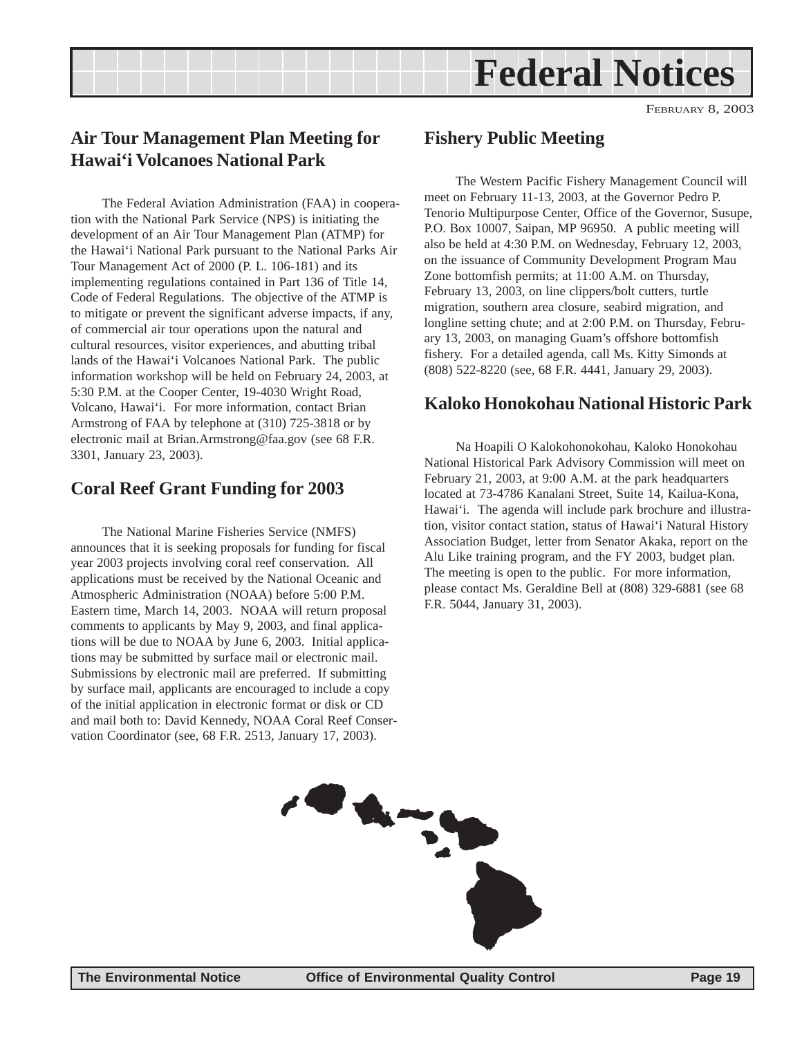# Federal Notices

FEBRUARY 8, 2003

## Air Tour Management Plan Meeting for Hawai'i Volcanoes National Park

The Federal Aviation Administration (FAA) in cooperation with the National Park Service (NPS) is initiating the development of an Air Tour Management Plan (ATMP) for the Hawai'i National Park pursuant to the National Parks Air Tour Management Act of 2000 (P. L. 106-181) and its implementing regulations contained in Part 136 of Title 14, Code of Federal Regulations. The objective of the ATMP is to mitigate or prevent the significant adverse impacts, if any, of commercial air tour operations upon the natural and cultural resources, visitor experiences, and abutting tribal lands of the Hawai'i Volcanoes National Park. The public information workshop will be held on February 24, 2003, at 5:30 P.M. at the Cooper Center, 19-4030 Wright Road, Volcano, Hawai'i. For more information, contact Brian Armstrong of FAA by telephone at (310) 725-3818 or by electronic mail at Brian.Armstrong@faa.gov (see 68 F.R. 3301, January 23, 2003).

## Coral Reef Grant Funding for 2003

The National Marine Fisheries Service (NMFS) announces that it is seeking proposals for funding for fiscal year 2003 projects involving coral reef conservation. All applications must be received by the National Oceanic and Atmospheric Administration (NOAA) before 5:00 P.M. Eastern time, March 14, 2003. NOAA will return proposal comments to applicants by May 9, 2003, and final applications will be due to NOAA by June 6, 2003. Initial applications may be submitted by surface mail or electronic mail. Submissions by electronic mail are preferred. If submitting by surface mail, applicants are encouraged to include a copy of the initial application in electronic format or disk or CD and mail both to: David Kennedy, NOAA Coral Reef Conservation Coordinator (see, 68 F.R. 2513, January 17, 2003).

## Fishery Public Meeting

The Western Pacific Fishery Management Council will meet on February 11-13, 2003, at the Governor Pedro P. Tenorio Multipurpose Center, Office of the Governor, Susupe, P.O. Box 10007, Saipan, MP 96950. A public meeting will also be held at 4:30 P.M. on Wednesday, February 12, 2003, on the issuance of Community Development Program Mau Zone bottomfish permits; at 11:00 A.M. on Thursday, February 13, 2003, on line clippers/bolt cutters, turtle migration, southern area closure, seabird migration, and longline setting chute; and at 2:00 P.M. on Thursday, February 13, 2003, on managing Guam's offshore bottomfish fishery. For a detailed agenda, call Ms. Kitty Simonds at (808) 522-8220 (see, 68 F.R. 4441, January 29, 2003).

## Kaloko Honokohau National Historic Park

Na Hoapili O Kalokohonokohau, Kaloko Honokohau National Historical Park Advisory Commission will meet on February 21, 2003, at 9:00 A.M. at the park headquarters located at 73-4786 Kanalani Street, Suite 14, Kailua-Kona, Hawai'i. The agenda will include park brochure and illustration, visitor contact station, status of Hawai'i Natural History Association Budget, letter from Senator Akaka, report on the Alu Like training program, and the FY 2003, budget plan. The meeting is open to the public. For more information, please contact Ms. Geraldine Bell at (808) 329-6881 (see 68 F.R. 5044, January 31, 2003).